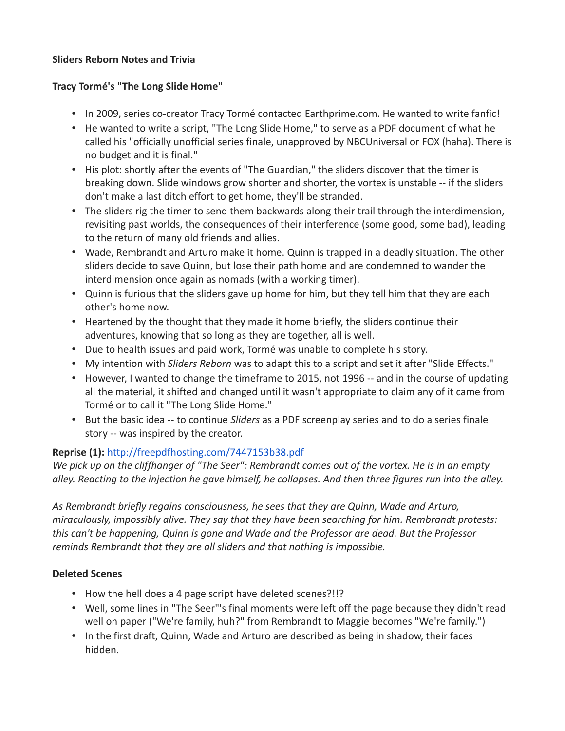**Sliders Reborn Notes and Trivia**

**Tracy Tormé's "The Long Slide Home"**

- In 2009, series co-creator Tracy Tormé contacted Earthprime.com. He wanted to write fanfic!
- He wanted to write a script, "The Long Slide Home," to serve as a PDF document of what he called his "officially unofficial series finale, unapproved by NBCUniversal or FOX (haha). There is no budget and it is final."
- His plot: shortly after the events of "The Guardian," the sliders discover that the timer is breaking down. Slide windows grow shorter and shorter, the vortex is unstable -- if the sliders don't make a last ditch effort to get home, they'll be stranded.
- The sliders rig the timer to send them backwards along their trail through the interdimension, revisiting past worlds, the consequences of their interference (some good, some bad), leading to the return of many old friends and allies.
- Wade, Rembrandt and Arturo make it home. Quinn is trapped in a deadly situation. The other sliders decide to save Quinn, but lose their path home and are condemned to wander the interdimension once again as nomads (with a working timer).
- Quinn is furious that the sliders gave up home for him, but they tell him that they are each other's home now.
- Heartened by the thought that they made it home briefly, the sliders continue their adventures, knowing that so long as they are together, all is well.
- Due to health issues and paid work, Tormé was unable to complete his story.
- My intention with *Sliders Reborn* was to adapt this to a script and set it after "Slide Effects."
- However, I wanted to change the timeframe to 2015, not 1996 -- and in the course of updating all the material, it shifted and changed until it wasn't appropriate to claim any of it came from Tormé or to call it "The Long Slide Home."
- But the basic idea -- to continue *Sliders* as a PDF screenplay series and to do a series finale story -- was inspired by the creator.

**Reprise (1):** [http://freepdfhosting.com/7447153b38.pdf](http://freepdfhosting.com/7447153b38.pdf)
*We pick up on the cliffhanger of "The Seer": Rembrandt comes out of the vortex. He is in an empty alley. Reacting to the injection he gave himself, he collapses. And then three figures run into the alley.*

*As Rembrandt briefly regains consciousness, he sees that they are Quinn, Wade and Arturo, miraculously, impossibly alive. They say that they have been searching for him. Rembrandt protests: this can't be happening, Quinn is gone and Wade and the Professor are dead. But the Professor reminds Rembrandt that they are all sliders and that nothing is impossible.*

**Deleted Scenes**

- How the hell does a 4 page script have deleted scenes?!!?
- Well, some lines in "The Seer"'s final moments were left off the page because they didn't read well on paper ("We're family, huh?" from Rembrandt to Maggie becomes "We're family.")
- In the first draft, Quinn, Wade and Arturo are described as being in shadow, their faces hidden.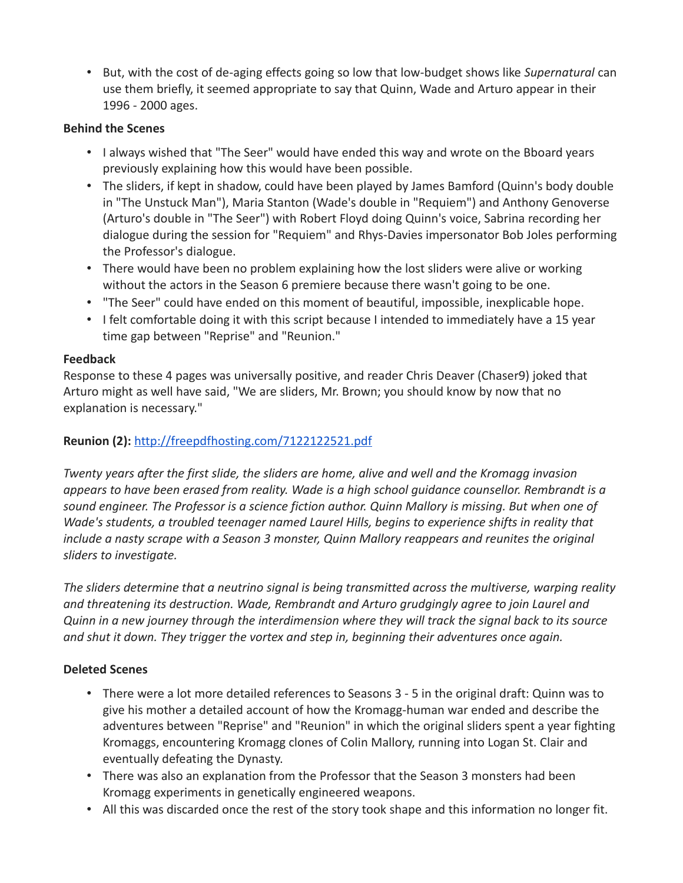- But, with the cost of de-aging effects going so low that low-budget shows like *Supernatural* can use them briefly, it seemed appropriate to say that Quinn, Wade and Arturo appear in their 1996 - 2000 ages.

**Behind the Scenes**

- I always wished that "The Seer" would have ended this way and wrote on the Bboard years previously explaining how this would have been possible.
- The sliders, if kept in shadow, could have been played by James Bamford (Quinn's body double in "The Unstuck Man"), Maria Stanton (Wade's double in "Requiem") and Anthony Genoverse (Arturo's double in "The Seer") with Robert Floyd doing Quinn's voice, Sabrina recording her dialogue during the session for "Requiem" and Rhys-Davies impersonator Bob Joles performing the Professor's dialogue.
- There would have been no problem explaining how the lost sliders were alive or working without the actors in the Season 6 premiere because there wasn't going to be one.
- "The Seer" could have ended on this moment of beautiful, impossible, inexplicable hope.
- I felt comfortable doing it with this script because I intended to immediately have a 15 year time gap between "Reprise" and "Reunion."

**Feedback**

Response to these 4 pages was universally positive, and reader Chris Deaver (Chaser9) joked that Arturo might as well have said, "We are sliders, Mr. Brown; you should know by now that no explanation is necessary."

**Reunion (2):** http://freepdfhosting.com/7122122521.pdf

*Twenty years after the first slide, the sliders are home, alive and well and the Kromagg invasion appears to have been erased from reality. Wade is a high school guidance counsellor. Rembrandt is a sound engineer. The Professor is a science fiction author. Quinn Mallory is missing. But when one of Wade's students, a troubled teenager named Laurel Hills, begins to experience shifts in reality that include a nasty scrape with a Season 3 monster, Quinn Mallory reappears and reunites the original sliders to investigate.*

*The sliders determine that a neutrino signal is being transmitted across the multiverse, warping reality and threatening its destruction. Wade, Rembrandt and Arturo grudgingly agree to join Laurel and Quinn in a new journey through the interdimension where they will track the signal back to its source and shut it down. They trigger the vortex and step in, beginning their adventures once again.*

**Deleted Scenes**

- There were a lot more detailed references to Seasons 3 - 5 in the original draft: Quinn was to give his mother a detailed account of how the Kromagg-human war ended and describe the adventures between "Reprise" and "Reunion" in which the original sliders spent a year fighting Kromaggs, encountering Kromagg clones of Colin Mallory, running into Logan St. Clair and eventually defeating the Dynasty.
- There was also an explanation from the Professor that the Season 3 monsters had been Kromagg experiments in genetically engineered weapons.
- All this was discarded once the rest of the story took shape and this information no longer fit.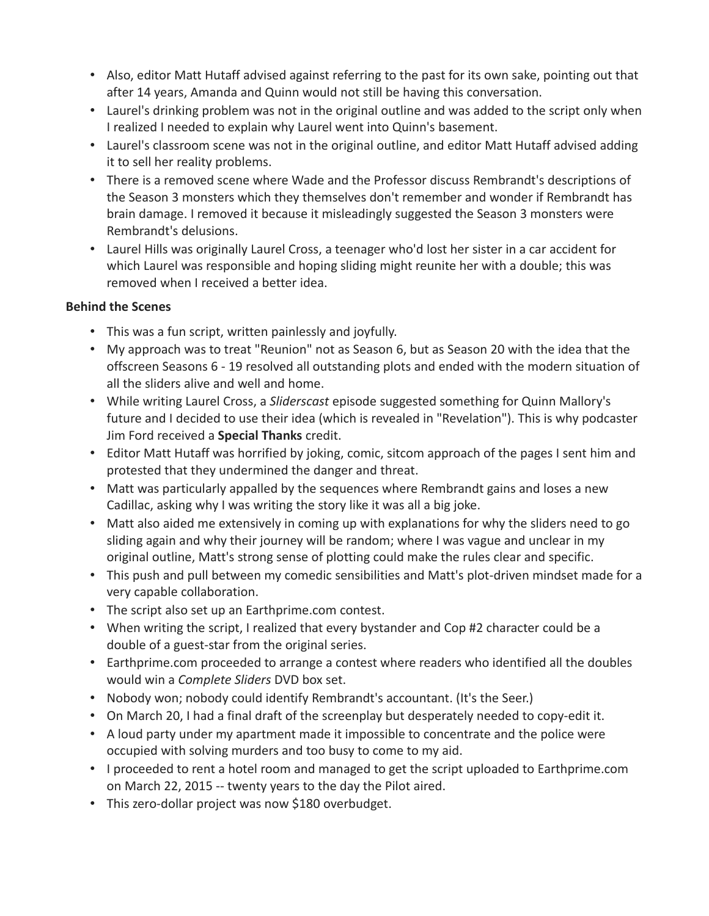- Also, editor Matt Hutaff advised against referring to the past for its own sake, pointing out that after 14 years, Amanda and Quinn would not still be having this conversation.
- Laurel's drinking problem was not in the original outline and was added to the script only when I realized I needed to explain why Laurel went into Quinn's basement.
- Laurel's classroom scene was not in the original outline, and editor Matt Hutaff advised adding it to sell her reality problems.
- There is a removed scene where Wade and the Professor discuss Rembrandt's descriptions of the Season 3 monsters which they themselves don't remember and wonder if Rembrandt has brain damage. I removed it because it misleadingly suggested the Season 3 monsters were Rembrandt's delusions.
- Laurel Hills was originally Laurel Cross, a teenager who'd lost her sister in a car accident for which Laurel was responsible and hoping sliding might reunite her with a double; this was removed when I received a better idea.

**Behind the Scenes**

- This was a fun script, written painlessly and joyfully.
- My approach was to treat "Reunion" not as Season 6, but as Season 20 with the idea that the offscreen Seasons 6 - 19 resolved all outstanding plots and ended with the modern situation of all the sliders alive and well and home.
- While writing Laurel Cross, a *Sliderscast* episode suggested something for Quinn Mallory's future and I decided to use their idea (which is revealed in "Revelation"). This is why podcaster Jim Ford received a **Special Thanks** credit.
- Editor Matt Hutaff was horrified by joking, comic, sitcom approach of the pages I sent him and protested that they undermined the danger and threat.
- Matt was particularly appalled by the sequences where Rembrandt gains and loses a new Cadillac, asking why I was writing the story like it was all a big joke.
- Matt also aided me extensively in coming up with explanations for why the sliders need to go sliding again and why their journey will be random; where I was vague and unclear in my original outline, Matt's strong sense of plotting could make the rules clear and specific.
- This push and pull between my comedic sensibilities and Matt's plot-driven mindset made for a very capable collaboration.
- The script also set up an Earthprime.com contest.
- When writing the script, I realized that every bystander and Cop #2 character could be a double of a guest-star from the original series.
- Earthprime.com proceeded to arrange a contest where readers who identified all the doubles would win a *Complete Sliders* DVD box set.
- Nobody won; nobody could identify Rembrandt's accountant. (It's the Seer.)
- On March 20, I had a final draft of the screenplay but desperately needed to copy-edit it.
- A loud party under my apartment made it impossible to concentrate and the police were occupied with solving murders and too busy to come to my aid.
- I proceeded to rent a hotel room and managed to get the script uploaded to Earthprime.com on March 22, 2015 -- twenty years to the day the Pilot aired.
- This zero-dollar project was now $180 overbudget.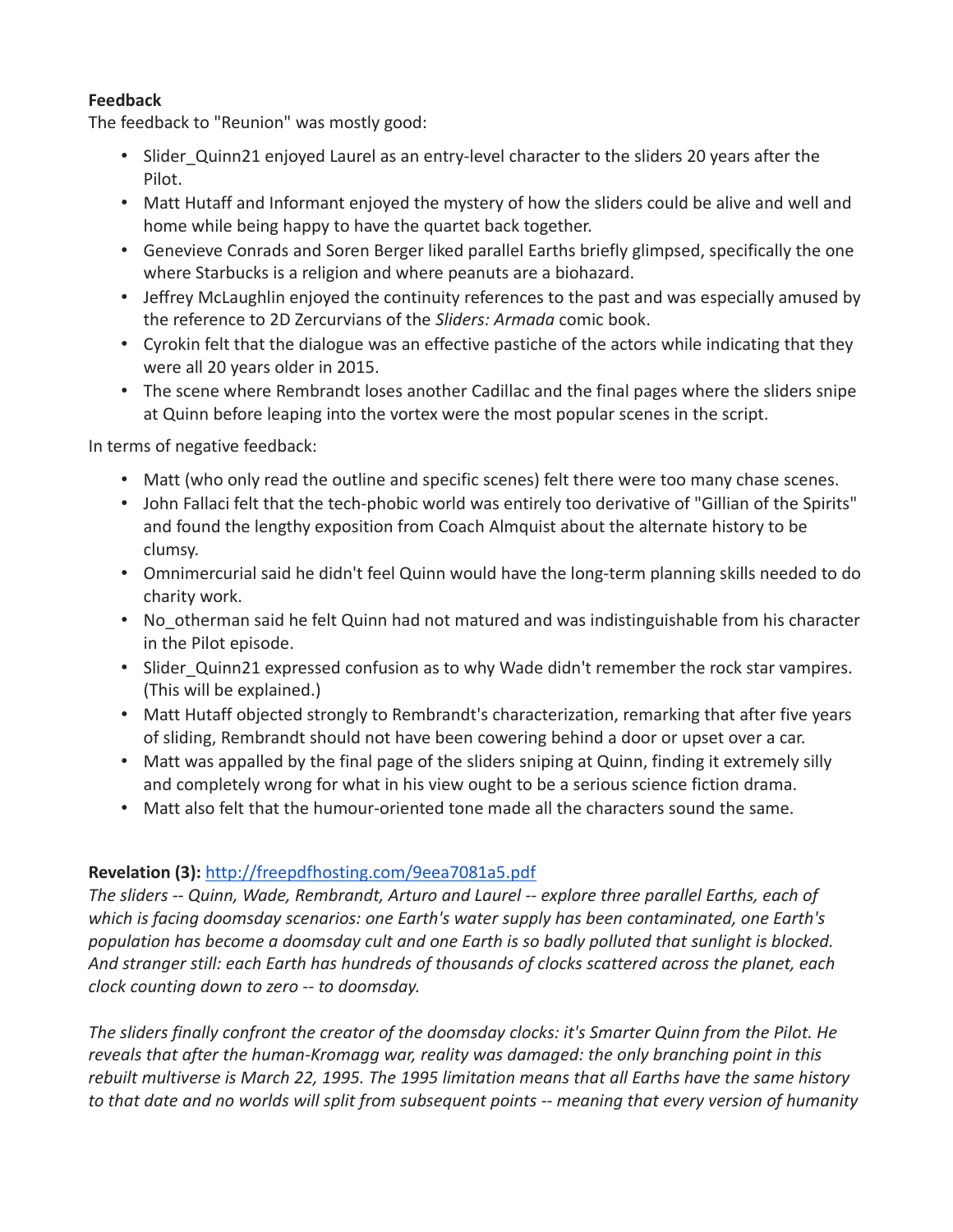**Feedback**

The feedback to "Reunion" was mostly good:

- Slider_Quinn21 enjoyed Laurel as an entry-level character to the sliders 20 years after the Pilot.
- Matt Hutaff and Informant enjoyed the mystery of how the sliders could be alive and well and home while being happy to have the quartet back together.
- Genevieve Conrads and Soren Berger liked parallel Earths briefly glimpsed, specifically the one where Starbucks is a religion and where peanuts are a biohazard.
- Jeffrey McLaughlin enjoyed the continuity references to the past and was especially amused by the reference to 2D Zercurvians of the *Sliders: Armada* comic book.
- Cyrokin felt that the dialogue was an effective pastiche of the actors while indicating that they were all 20 years older in 2015.
- The scene where Rembrandt loses another Cadillac and the final pages where the sliders snipe at Quinn before leaping into the vortex were the most popular scenes in the script.

In terms of negative feedback:

- Matt (who only read the outline and specific scenes) felt there were too many chase scenes.
- John Fallaci felt that the tech-phobic world was entirely too derivative of "Gillian of the Spirits" and found the lengthy exposition from Coach Almquist about the alternate history to be clumsy.
- Omnimercurial said he didn't feel Quinn would have the long-term planning skills needed to do charity work.
- No_otherman said he felt Quinn had not matured and was indistinguishable from his character in the Pilot episode.
- Slider_Quinn21 expressed confusion as to why Wade didn't remember the rock star vampires. (This will be explained.)
- Matt Hutaff objected strongly to Rembrandt's characterization, remarking that after five years of sliding, Rembrandt should not have been cowering behind a door or upset over a car.
- Matt was appalled by the final page of the sliders sniping at Quinn, finding it extremely silly and completely wrong for what in his view ought to be a serious science fiction drama.
- Matt also felt that the humour-oriented tone made all the characters sound the same.

**Revelation (3):** [http://freepdfhosting.com/9eea7081a5.pdf](http://freepdfhosting.com/9eea7081a5.pdf)

*The sliders -- Quinn, Wade, Rembrandt, Arturo and Laurel -- explore three parallel Earths, each of which is facing doomsday scenarios: one Earth's water supply has been contaminated, one Earth's population has become a doomsday cult and one Earth is so badly polluted that sunlight is blocked. And stranger still: each Earth has hundreds of thousands of clocks scattered across the planet, each clock counting down to zero -- to doomsday.*

*The sliders finally confront the creator of the doomsday clocks: it's Smarter Quinn from the Pilot. He reveals that after the human-Kromagg war, reality was damaged: the only branching point in this rebuilt multiverse is March 22, 1995. The 1995 limitation means that all Earths have the same history to that date and no worlds will split from subsequent points -- meaning that every version of humanity*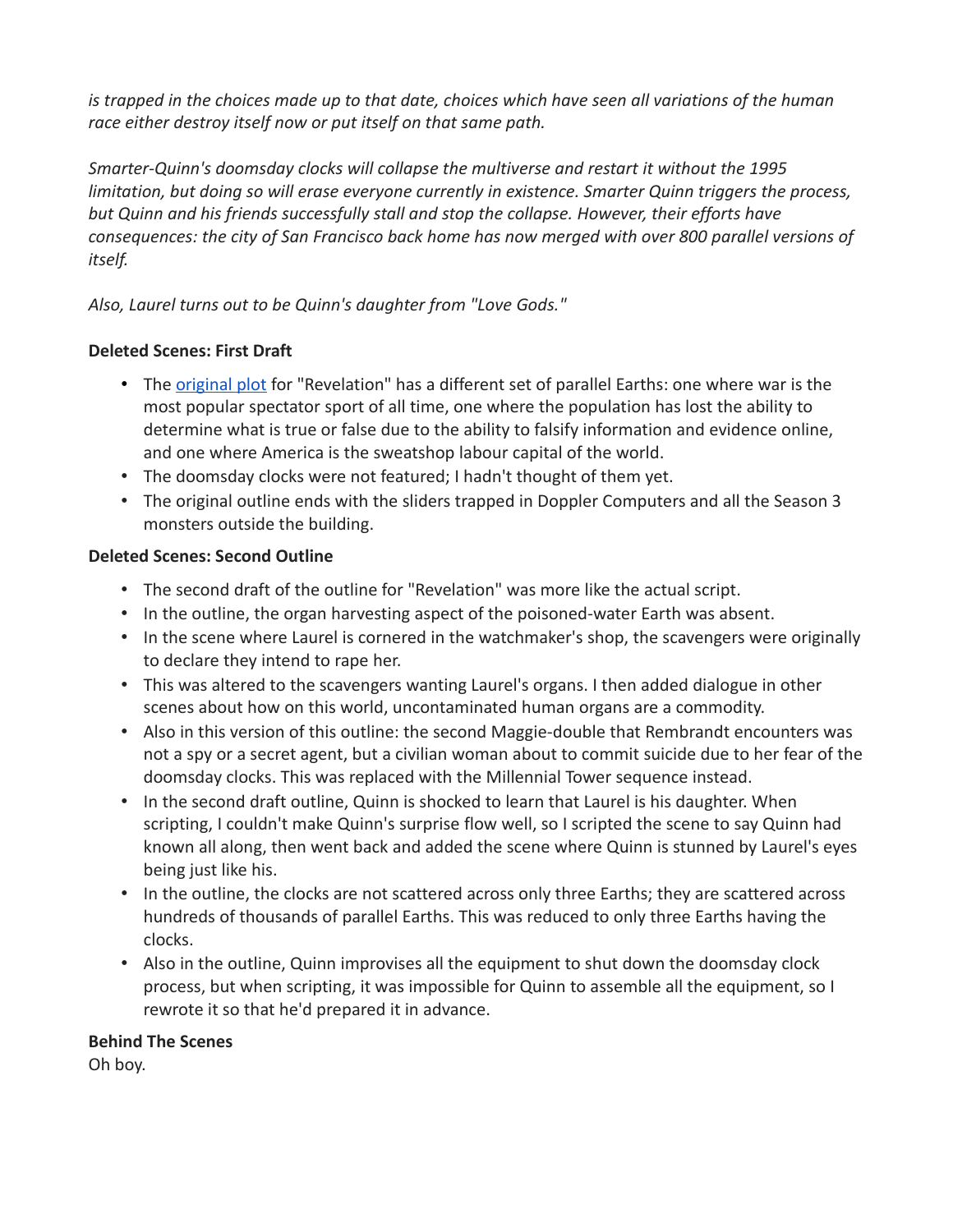*is trapped in the choices made up to that date, choices which have seen all variations of the human race either destroy itself now or put itself on that same path.*

*Smarter-Quinn's doomsday clocks will collapse the multiverse and restart it without the 1995 limitation, but doing so will erase everyone currently in existence. Smarter Quinn triggers the process, but Quinn and his friends successfully stall and stop the collapse. However, their efforts have consequences: the city of San Francisco back home has now merged with over 800 parallel versions of itself.*

*Also, Laurel turns out to be Quinn's daughter from "Love Gods."*

**Deleted Scenes: First Draft**

- The original plot for "Revelation" has a different set of parallel Earths: one where war is the most popular spectator sport of all time, one where the population has lost the ability to determine what is true or false due to the ability to falsify information and evidence online, and one where America is the sweatshop labour capital of the world.
- The doomsday clocks were not featured; I hadn't thought of them yet.
- The original outline ends with the sliders trapped in Doppler Computers and all the Season 3 monsters outside the building.

**Deleted Scenes: Second Outline**

- The second draft of the outline for "Revelation" was more like the actual script.
- In the outline, the organ harvesting aspect of the poisoned-water Earth was absent.
- In the scene where Laurel is cornered in the watchmaker's shop, the scavengers were originally to declare they intend to rape her.
- This was altered to the scavengers wanting Laurel's organs. I then added dialogue in other scenes about how on this world, uncontaminated human organs are a commodity.
- Also in this version of this outline: the second Maggie-double that Rembrandt encounters was not a spy or a secret agent, but a civilian woman about to commit suicide due to her fear of the doomsday clocks. This was replaced with the Millennial Tower sequence instead.
- In the second draft outline, Quinn is shocked to learn that Laurel is his daughter. When scripting, I couldn't make Quinn's surprise flow well, so I scripted the scene to say Quinn had known all along, then went back and added the scene where Quinn is stunned by Laurel's eyes being just like his.
- In the outline, the clocks are not scattered across only three Earths; they are scattered across hundreds of thousands of parallel Earths. This was reduced to only three Earths having the clocks.
- Also in the outline, Quinn improvises all the equipment to shut down the doomsday clock process, but when scripting, it was impossible for Quinn to assemble all the equipment, so I rewrote it so that he'd prepared it in advance.

**Behind The Scenes**

Oh boy.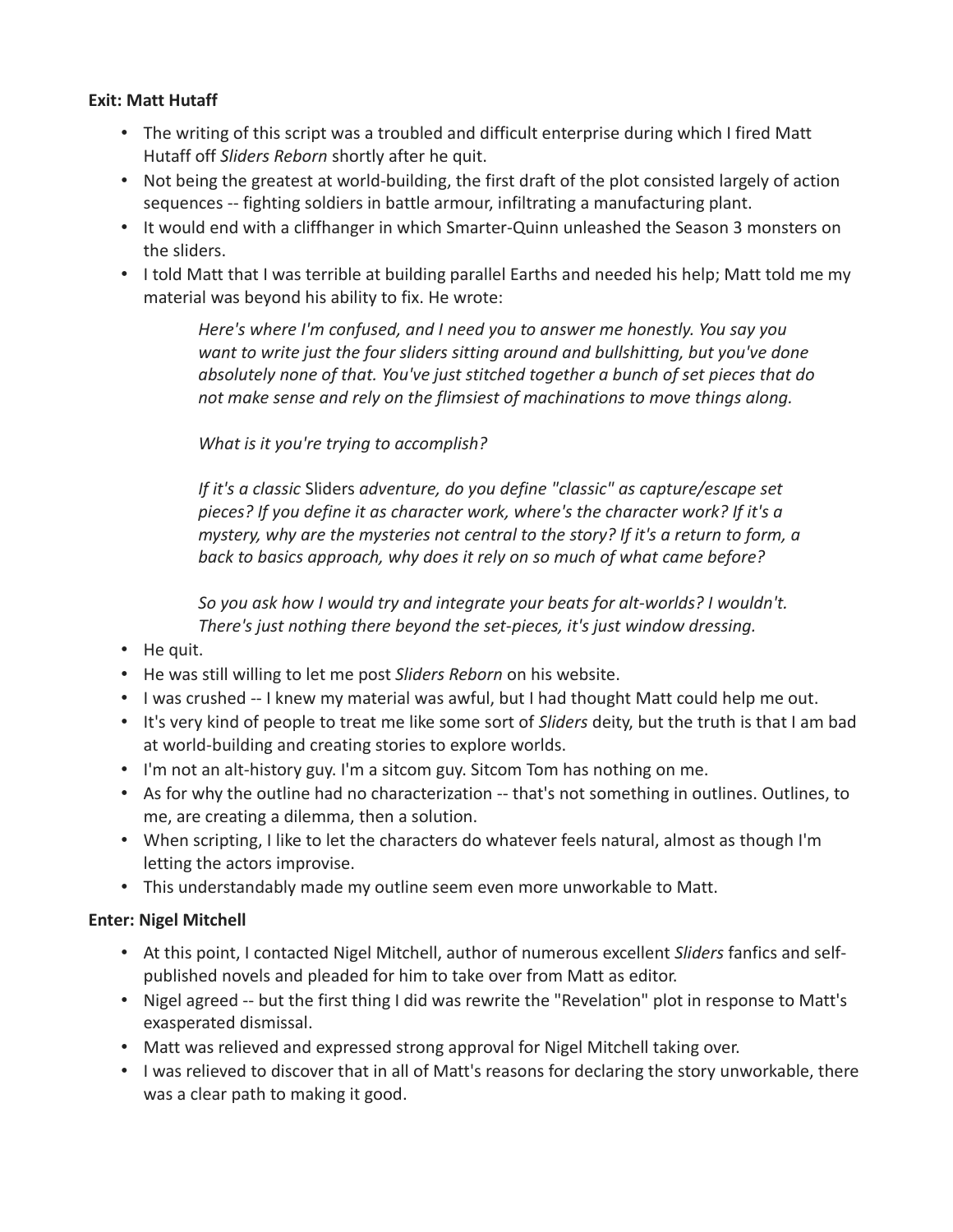**Exit: Matt Hutaff**

- The writing of this script was a troubled and difficult enterprise during which I fired Matt Hutaff off *Sliders Reborn* shortly after he quit.
- Not being the greatest at world-building, the first draft of the plot consisted largely of action sequences -- fighting soldiers in battle armour, infiltrating a manufacturing plant.
- It would end with a cliffhanger in which Smarter-Quinn unleashed the Season 3 monsters on the sliders.
- I told Matt that I was terrible at building parallel Earths and needed his help; Matt told me my material was beyond his ability to fix. He wrote:

  > *Here's where I'm confused, and I need you to answer me honestly. You say you want to write just the four sliders sitting around and bullshitting, but you've done absolutely none of that. You've just stitched together a bunch of set pieces that do not make sense and rely on the flimsiest of machinations to move things along.*
  >
  > *What is it you're trying to accomplish?*
  >
  > *If it's a classic* Sliders *adventure, do you define "classic" as capture/escape set pieces? If you define it as character work, where's the character work? If it's a mystery, why are the mysteries not central to the story? If it's a return to form, a back to basics approach, why does it rely on so much of what came before?*
  >
  > *So you ask how I would try and integrate your beats for alt-worlds? I wouldn't. There's just nothing there beyond the set-pieces, it's just window dressing.*

- He quit.
- He was still willing to let me post *Sliders Reborn* on his website.
- I was crushed -- I knew my material was awful, but I had thought Matt could help me out.
- It's very kind of people to treat me like some sort of *Sliders* deity, but the truth is that I am bad at world-building and creating stories to explore worlds.
- I'm not an alt-history guy. I'm a sitcom guy. Sitcom Tom has nothing on me.
- As for why the outline had no characterization -- that's not something in outlines. Outlines, to me, are creating a dilemma, then a solution.
- When scripting, I like to let the characters do whatever feels natural, almost as though I'm letting the actors improvise.
- This understandably made my outline seem even more unworkable to Matt.

**Enter: Nigel Mitchell**

- At this point, I contacted Nigel Mitchell, author of numerous excellent *Sliders* fanfics and self-published novels and pleaded for him to take over from Matt as editor.
- Nigel agreed -- but the first thing I did was rewrite the "Revelation" plot in response to Matt's exasperated dismissal.
- Matt was relieved and expressed strong approval for Nigel Mitchell taking over.
- I was relieved to discover that in all of Matt's reasons for declaring the story unworkable, there was a clear path to making it good.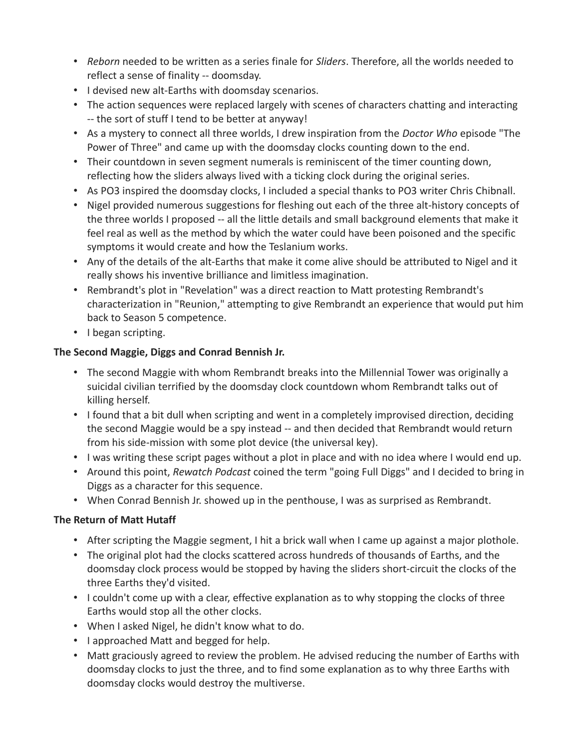- *Reborn* needed to be written as a series finale for *Sliders*. Therefore, all the worlds needed to reflect a sense of finality -- doomsday.
- I devised new alt-Earths with doomsday scenarios.
- The action sequences were replaced largely with scenes of characters chatting and interacting -- the sort of stuff I tend to be better at anyway!
- As a mystery to connect all three worlds, I drew inspiration from the *Doctor Who* episode "The Power of Three" and came up with the doomsday clocks counting down to the end.
- Their countdown in seven segment numerals is reminiscent of the timer counting down, reflecting how the sliders always lived with a ticking clock during the original series.
- As PO3 inspired the doomsday clocks, I included a special thanks to PO3 writer Chris Chibnall.
- Nigel provided numerous suggestions for fleshing out each of the three alt-history concepts of the three worlds I proposed -- all the little details and small background elements that make it feel real as well as the method by which the water could have been poisoned and the specific symptoms it would create and how the Teslanium works.
- Any of the details of the alt-Earths that make it come alive should be attributed to Nigel and it really shows his inventive brilliance and limitless imagination.
- Rembrandt's plot in "Revelation" was a direct reaction to Matt protesting Rembrandt's characterization in "Reunion," attempting to give Rembrandt an experience that would put him back to Season 5 competence.
- I began scripting.

**The Second Maggie, Diggs and Conrad Bennish Jr.**

- The second Maggie with whom Rembrandt breaks into the Millennial Tower was originally a suicidal civilian terrified by the doomsday clock countdown whom Rembrandt talks out of killing herself.
- I found that a bit dull when scripting and went in a completely improvised direction, deciding the second Maggie would be a spy instead -- and then decided that Rembrandt would return from his side-mission with some plot device (the universal key).
- I was writing these script pages without a plot in place and with no idea where I would end up.
- Around this point, *Rewatch Podcast* coined the term "going Full Diggs" and I decided to bring in Diggs as a character for this sequence.
- When Conrad Bennish Jr. showed up in the penthouse, I was as surprised as Rembrandt.

**The Return of Matt Hutaff**

- After scripting the Maggie segment, I hit a brick wall when I came up against a major plothole.
- The original plot had the clocks scattered across hundreds of thousands of Earths, and the doomsday clock process would be stopped by having the sliders short-circuit the clocks of the three Earths they'd visited.
- I couldn't come up with a clear, effective explanation as to why stopping the clocks of three Earths would stop all the other clocks.
- When I asked Nigel, he didn't know what to do.
- I approached Matt and begged for help.
- Matt graciously agreed to review the problem. He advised reducing the number of Earths with doomsday clocks to just the three, and to find some explanation as to why three Earths with doomsday clocks would destroy the multiverse.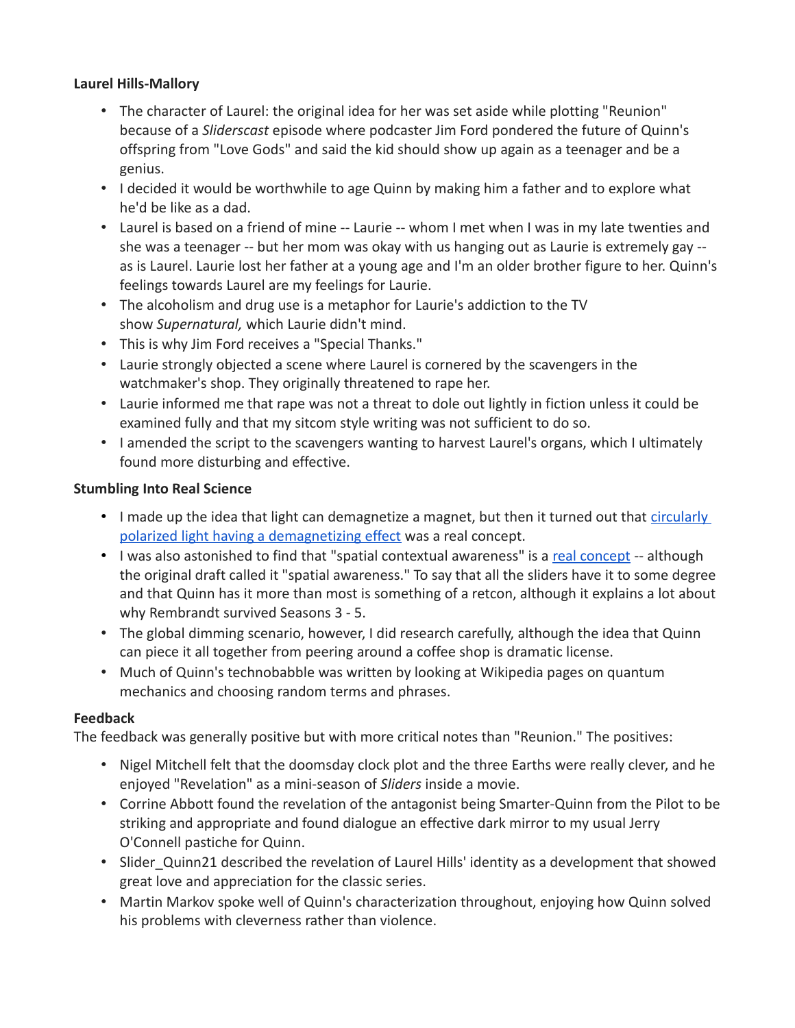**Laurel Hills-Mallory**

- The character of Laurel: the original idea for her was set aside while plotting "Reunion" because of a *Sliderscast* episode where podcaster Jim Ford pondered the future of Quinn's offspring from "Love Gods" and said the kid should show up again as a teenager and be a genius.
- I decided it would be worthwhile to age Quinn by making him a father and to explore what he'd be like as a dad.
- Laurel is based on a friend of mine -- Laurie -- whom I met when I was in my late twenties and she was a teenager -- but her mom was okay with us hanging out as Laurie is extremely gay -- as is Laurel. Laurie lost her father at a young age and I'm an older brother figure to her. Quinn's feelings towards Laurel are my feelings for Laurie.
- The alcoholism and drug use is a metaphor for Laurie's addiction to the TV show *Supernatural,* which Laurie didn't mind.
- This is why Jim Ford receives a "Special Thanks."
- Laurie strongly objected a scene where Laurel is cornered by the scavengers in the watchmaker's shop. They originally threatened to rape her.
- Laurie informed me that rape was not a threat to dole out lightly in fiction unless it could be examined fully and that my sitcom style writing was not sufficient to do so.
- I amended the script to the scavengers wanting to harvest Laurel's organs, which I ultimately found more disturbing and effective.

**Stumbling Into Real Science**

- I made up the idea that light can demagnetize a magnet, but then it turned out that circularly polarized light having a demagnetizing effect was a real concept.
- I was also astonished to find that "spatial contextual awareness" is a real concept -- although the original draft called it "spatial awareness." To say that all the sliders have it to some degree and that Quinn has it more than most is something of a retcon, although it explains a lot about why Rembrandt survived Seasons 3 - 5.
- The global dimming scenario, however, I did research carefully, although the idea that Quinn can piece it all together from peering around a coffee shop is dramatic license.
- Much of Quinn's technobabble was written by looking at Wikipedia pages on quantum mechanics and choosing random terms and phrases.

**Feedback**

The feedback was generally positive but with more critical notes than "Reunion." The positives:

- Nigel Mitchell felt that the doomsday clock plot and the three Earths were really clever, and he enjoyed "Revelation" as a mini-season of *Sliders* inside a movie.
- Corrine Abbott found the revelation of the antagonist being Smarter-Quinn from the Pilot to be striking and appropriate and found dialogue an effective dark mirror to my usual Jerry O'Connell pastiche for Quinn.
- Slider_Quinn21 described the revelation of Laurel Hills' identity as a development that showed great love and appreciation for the classic series.
- Martin Markov spoke well of Quinn's characterization throughout, enjoying how Quinn solved his problems with cleverness rather than violence.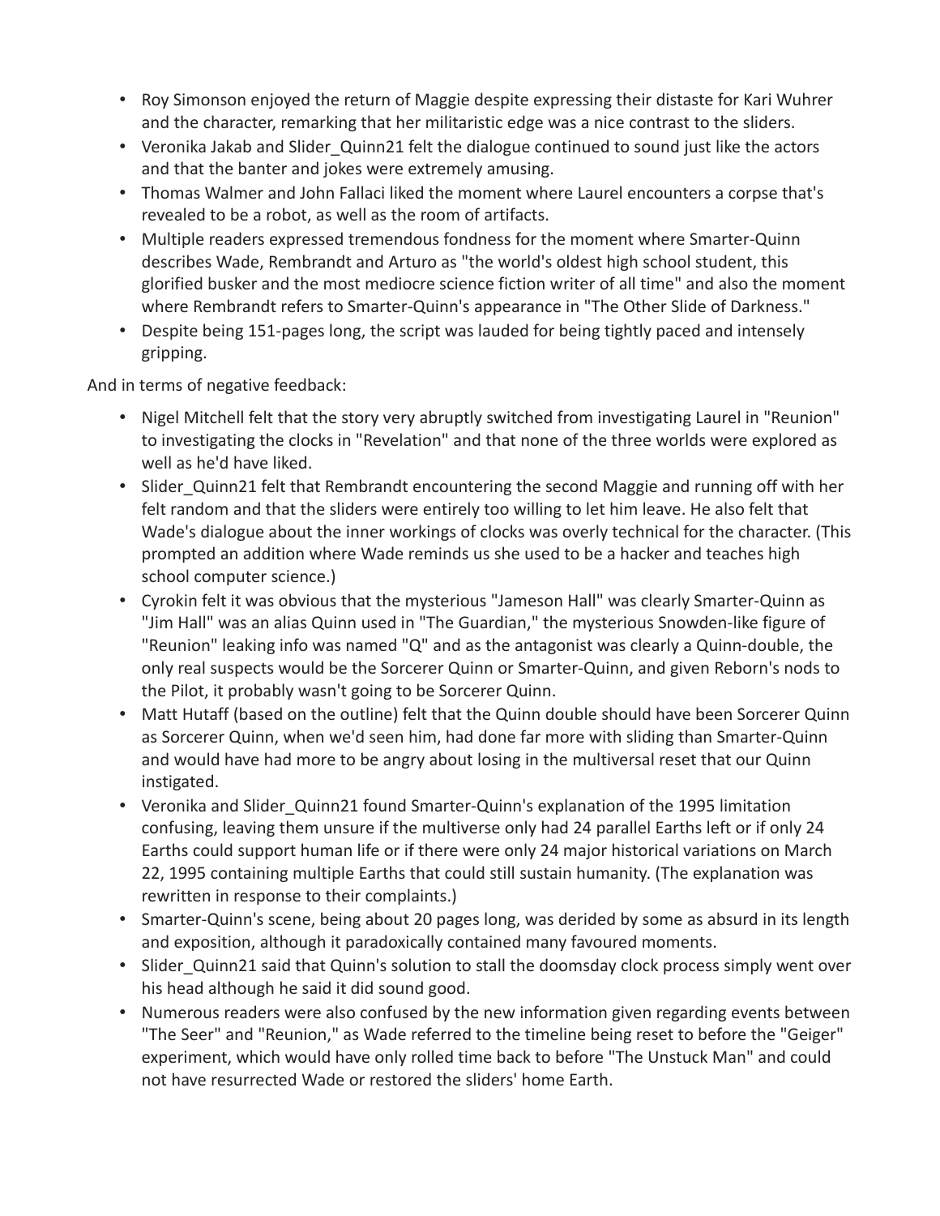- Roy Simonson enjoyed the return of Maggie despite expressing their distaste for Kari Wuhrer and the character, remarking that her militaristic edge was a nice contrast to the sliders.
- Veronika Jakab and Slider_Quinn21 felt the dialogue continued to sound just like the actors and that the banter and jokes were extremely amusing.
- Thomas Walmer and John Fallaci liked the moment where Laurel encounters a corpse that's revealed to be a robot, as well as the room of artifacts.
- Multiple readers expressed tremendous fondness for the moment where Smarter-Quinn describes Wade, Rembrandt and Arturo as "the world's oldest high school student, this glorified busker and the most mediocre science fiction writer of all time" and also the moment where Rembrandt refers to Smarter-Quinn's appearance in "The Other Slide of Darkness."
- Despite being 151-pages long, the script was lauded for being tightly paced and intensely gripping.

And in terms of negative feedback:

- Nigel Mitchell felt that the story very abruptly switched from investigating Laurel in "Reunion" to investigating the clocks in "Revelation" and that none of the three worlds were explored as well as he'd have liked.
- Slider_Quinn21 felt that Rembrandt encountering the second Maggie and running off with her felt random and that the sliders were entirely too willing to let him leave. He also felt that Wade's dialogue about the inner workings of clocks was overly technical for the character. (This prompted an addition where Wade reminds us she used to be a hacker and teaches high school computer science.)
- Cyrokin felt it was obvious that the mysterious "Jameson Hall" was clearly Smarter-Quinn as "Jim Hall" was an alias Quinn used in "The Guardian," the mysterious Snowden-like figure of "Reunion" leaking info was named "Q" and as the antagonist was clearly a Quinn-double, the only real suspects would be the Sorcerer Quinn or Smarter-Quinn, and given Reborn's nods to the Pilot, it probably wasn't going to be Sorcerer Quinn.
- Matt Hutaff (based on the outline) felt that the Quinn double should have been Sorcerer Quinn as Sorcerer Quinn, when we'd seen him, had done far more with sliding than Smarter-Quinn and would have had more to be angry about losing in the multiversal reset that our Quinn instigated.
- Veronika and Slider_Quinn21 found Smarter-Quinn's explanation of the 1995 limitation confusing, leaving them unsure if the multiverse only had 24 parallel Earths left or if only 24 Earths could support human life or if there were only 24 major historical variations on March 22, 1995 containing multiple Earths that could still sustain humanity. (The explanation was rewritten in response to their complaints.)
- Smarter-Quinn's scene, being about 20 pages long, was derided by some as absurd in its length and exposition, although it paradoxically contained many favoured moments.
- Slider_Quinn21 said that Quinn's solution to stall the doomsday clock process simply went over his head although he said it did sound good.
- Numerous readers were also confused by the new information given regarding events between "The Seer" and "Reunion," as Wade referred to the timeline being reset to before the "Geiger" experiment, which would have only rolled time back to before "The Unstuck Man" and could not have resurrected Wade or restored the sliders' home Earth.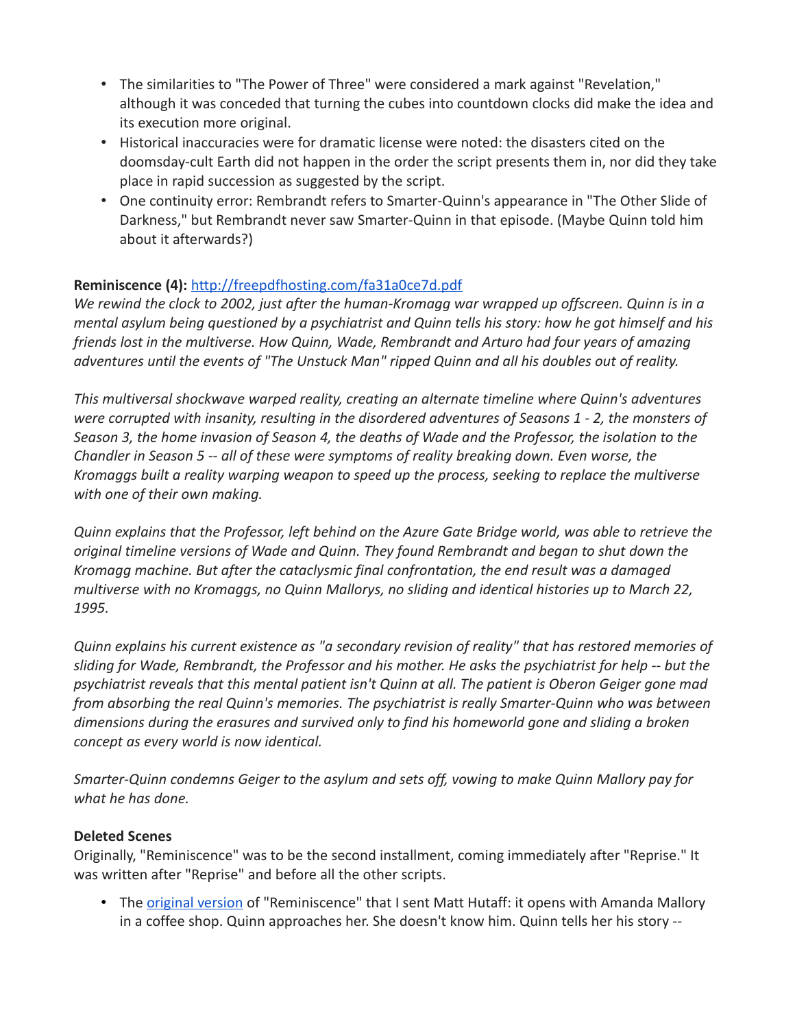- The similarities to "The Power of Three" were considered a mark against "Revelation," although it was conceded that turning the cubes into countdown clocks did make the idea and its execution more original.
- Historical inaccuracies were for dramatic license were noted: the disasters cited on the doomsday-cult Earth did not happen in the order the script presents them in, nor did they take place in rapid succession as suggested by the script.
- One continuity error: Rembrandt refers to Smarter-Quinn's appearance in "The Other Slide of Darkness," but Rembrandt never saw Smarter-Quinn in that episode. (Maybe Quinn told him about it afterwards?)

**Reminiscence (4):** http://freepdfhosting.com/fa31a0ce7d.pdf

*We rewind the clock to 2002, just after the human-Kromagg war wrapped up offscreen. Quinn is in a mental asylum being questioned by a psychiatrist and Quinn tells his story: how he got himself and his friends lost in the multiverse. How Quinn, Wade, Rembrandt and Arturo had four years of amazing adventures until the events of "The Unstuck Man" ripped Quinn and all his doubles out of reality.*

*This multiversal shockwave warped reality, creating an alternate timeline where Quinn's adventures were corrupted with insanity, resulting in the disordered adventures of Seasons 1 - 2, the monsters of Season 3, the home invasion of Season 4, the deaths of Wade and the Professor, the isolation to the Chandler in Season 5 -- all of these were symptoms of reality breaking down. Even worse, the Kromaggs built a reality warping weapon to speed up the process, seeking to replace the multiverse with one of their own making.*

*Quinn explains that the Professor, left behind on the Azure Gate Bridge world, was able to retrieve the original timeline versions of Wade and Quinn. They found Rembrandt and began to shut down the Kromagg machine. But after the cataclysmic final confrontation, the end result was a damaged multiverse with no Kromaggs, no Quinn Mallorys, no sliding and identical histories up to March 22, 1995.*

*Quinn explains his current existence as "a secondary revision of reality" that has restored memories of sliding for Wade, Rembrandt, the Professor and his mother. He asks the psychiatrist for help -- but the psychiatrist reveals that this mental patient isn't Quinn at all. The patient is Oberon Geiger gone mad from absorbing the real Quinn's memories. The psychiatrist is really Smarter-Quinn who was between dimensions during the erasures and survived only to find his homeworld gone and sliding a broken concept as every world is now identical.*

*Smarter-Quinn condemns Geiger to the asylum and sets off, vowing to make Quinn Mallory pay for what he has done.*

**Deleted Scenes**

Originally, "Reminiscence" was to be the second installment, coming immediately after "Reprise." It was written after "Reprise" and before all the other scripts.

- The original version of "Reminiscence" that I sent Matt Hutaff: it opens with Amanda Mallory in a coffee shop. Quinn approaches her. She doesn't know him. Quinn tells her his story --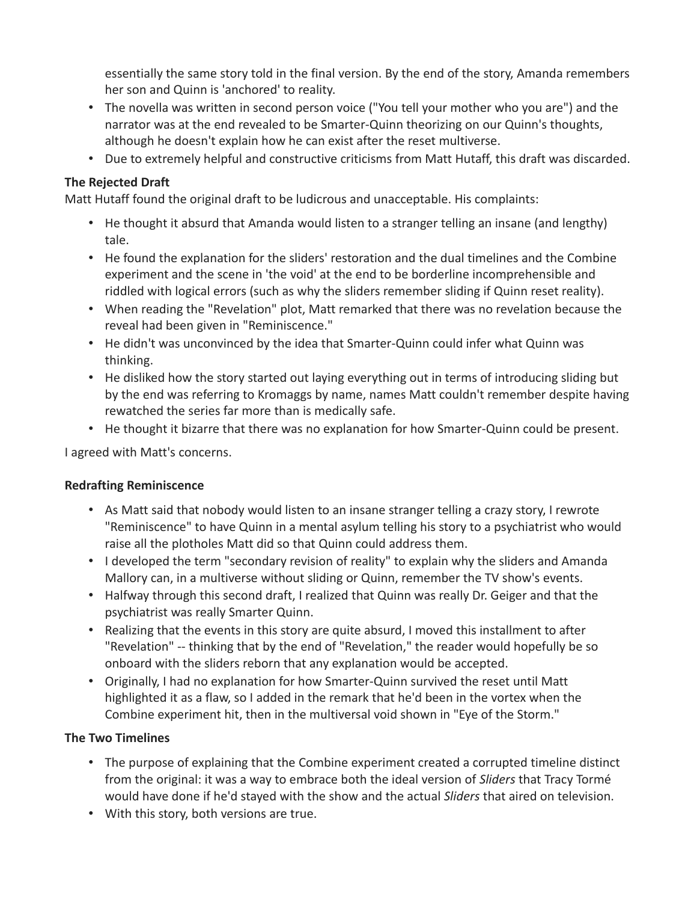essentially the same story told in the final version. By the end of the story, Amanda remembers her son and Quinn is 'anchored' to reality.

- The novella was written in second person voice ("You tell your mother who you are") and the narrator was at the end revealed to be Smarter-Quinn theorizing on our Quinn's thoughts, although he doesn't explain how he can exist after the reset multiverse.
- Due to extremely helpful and constructive criticisms from Matt Hutaff, this draft was discarded.

**The Rejected Draft**

Matt Hutaff found the original draft to be ludicrous and unacceptable. His complaints:

- He thought it absurd that Amanda would listen to a stranger telling an insane (and lengthy) tale.
- He found the explanation for the sliders' restoration and the dual timelines and the Combine experiment and the scene in 'the void' at the end to be borderline incomprehensible and riddled with logical errors (such as why the sliders remember sliding if Quinn reset reality).
- When reading the "Revelation" plot, Matt remarked that there was no revelation because the reveal had been given in "Reminiscence."
- He didn't was unconvinced by the idea that Smarter-Quinn could infer what Quinn was thinking.
- He disliked how the story started out laying everything out in terms of introducing sliding but by the end was referring to Kromaggs by name, names Matt couldn't remember despite having rewatched the series far more than is medically safe.
- He thought it bizarre that there was no explanation for how Smarter-Quinn could be present.

I agreed with Matt's concerns.

**Redrafting Reminiscence**

- As Matt said that nobody would listen to an insane stranger telling a crazy story, I rewrote "Reminiscence" to have Quinn in a mental asylum telling his story to a psychiatrist who would raise all the plotholes Matt did so that Quinn could address them.
- I developed the term "secondary revision of reality" to explain why the sliders and Amanda Mallory can, in a multiverse without sliding or Quinn, remember the TV show's events.
- Halfway through this second draft, I realized that Quinn was really Dr. Geiger and that the psychiatrist was really Smarter Quinn.
- Realizing that the events in this story are quite absurd, I moved this installment to after "Revelation" -- thinking that by the end of "Revelation," the reader would hopefully be so onboard with the sliders reborn that any explanation would be accepted.
- Originally, I had no explanation for how Smarter-Quinn survived the reset until Matt highlighted it as a flaw, so I added in the remark that he'd been in the vortex when the Combine experiment hit, then in the multiversal void shown in "Eye of the Storm."

**The Two Timelines**

- The purpose of explaining that the Combine experiment created a corrupted timeline distinct from the original: it was a way to embrace both the ideal version of *Sliders* that Tracy Tormé would have done if he'd stayed with the show and the actual *Sliders* that aired on television.
- With this story, both versions are true.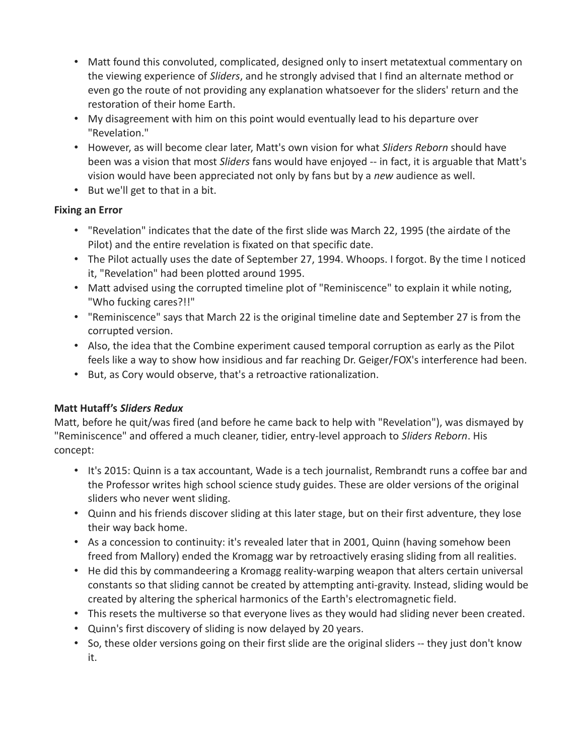- Matt found this convoluted, complicated, designed only to insert metatextual commentary on the viewing experience of *Sliders*, and he strongly advised that I find an alternate method or even go the route of not providing any explanation whatsoever for the sliders' return and the restoration of their home Earth.
- My disagreement with him on this point would eventually lead to his departure over "Revelation."
- However, as will become clear later, Matt's own vision for what *Sliders Reborn* should have been was a vision that most *Sliders* fans would have enjoyed -- in fact, it is arguable that Matt's vision would have been appreciated not only by fans but by a *new* audience as well.
- But we'll get to that in a bit.

**Fixing an Error**

- "Revelation" indicates that the date of the first slide was March 22, 1995 (the airdate of the Pilot) and the entire revelation is fixated on that specific date.
- The Pilot actually uses the date of September 27, 1994. Whoops. I forgot. By the time I noticed it, "Revelation" had been plotted around 1995.
- Matt advised using the corrupted timeline plot of "Reminiscence" to explain it while noting, "Who fucking cares?!!"
- "Reminiscence" says that March 22 is the original timeline date and September 27 is from the corrupted version.
- Also, the idea that the Combine experiment caused temporal corruption as early as the Pilot feels like a way to show how insidious and far reaching Dr. Geiger/FOX's interference had been.
- But, as Cory would observe, that's a retroactive rationalization.

**Matt Hutaff's *Sliders Redux***

Matt, before he quit/was fired (and before he came back to help with "Revelation"), was dismayed by "Reminiscence" and offered a much cleaner, tidier, entry-level approach to *Sliders Reborn*. His concept:

- It's 2015: Quinn is a tax accountant, Wade is a tech journalist, Rembrandt runs a coffee bar and the Professor writes high school science study guides. These are older versions of the original sliders who never went sliding.
- Quinn and his friends discover sliding at this later stage, but on their first adventure, they lose their way back home.
- As a concession to continuity: it's revealed later that in 2001, Quinn (having somehow been freed from Mallory) ended the Kromagg war by retroactively erasing sliding from all realities.
- He did this by commandeering a Kromagg reality-warping weapon that alters certain universal constants so that sliding cannot be created by attempting anti-gravity. Instead, sliding would be created by altering the spherical harmonics of the Earth's electromagnetic field.
- This resets the multiverse so that everyone lives as they would had sliding never been created.
- Quinn's first discovery of sliding is now delayed by 20 years.
- So, these older versions going on their first slide are the original sliders -- they just don't know it.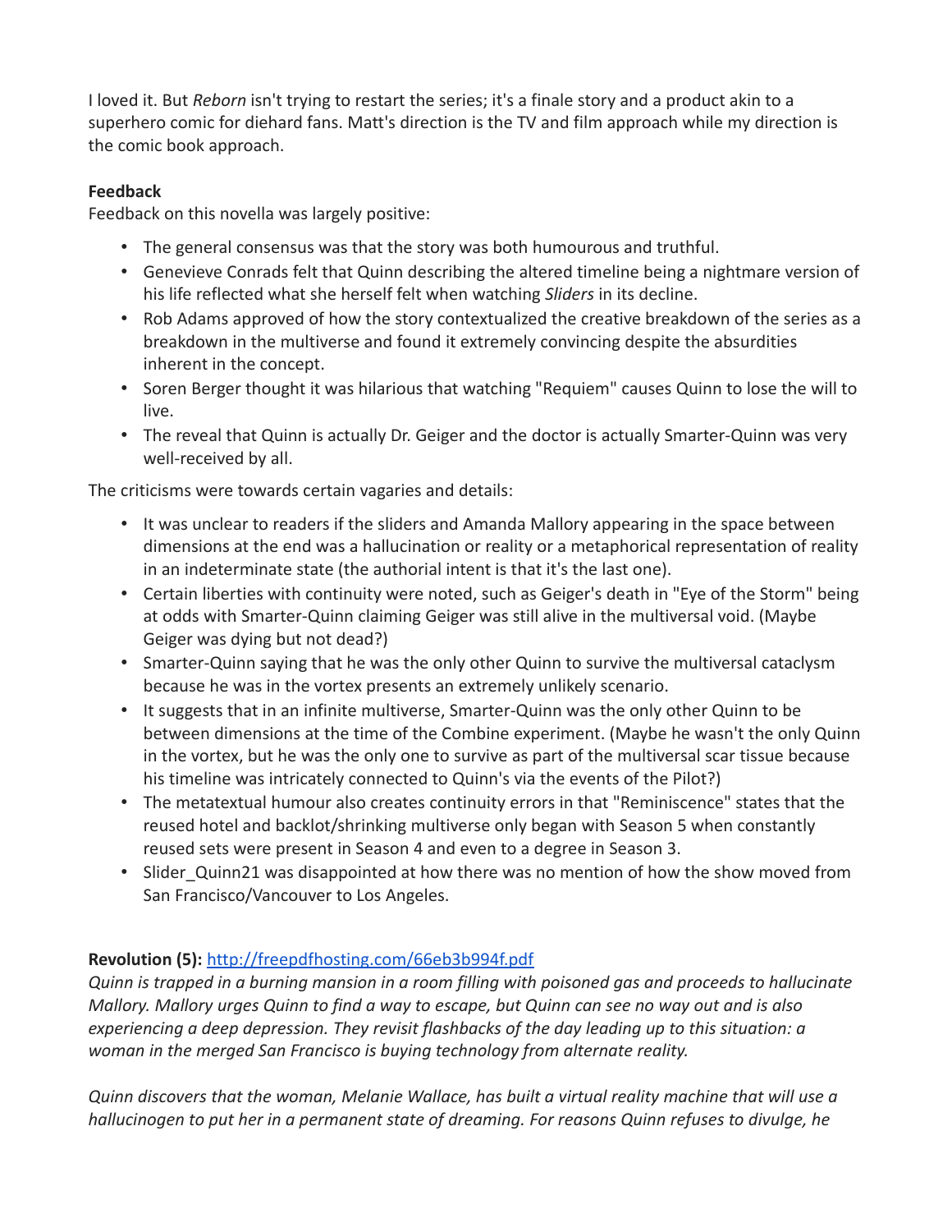I loved it. But *Reborn* isn't trying to restart the series; it's a finale story and a product akin to a superhero comic for diehard fans. Matt's direction is the TV and film approach while my direction is the comic book approach.

**Feedback**

Feedback on this novella was largely positive:

- The general consensus was that the story was both humourous and truthful.
- Genevieve Conrads felt that Quinn describing the altered timeline being a nightmare version of his life reflected what she herself felt when watching *Sliders* in its decline.
- Rob Adams approved of how the story contextualized the creative breakdown of the series as a breakdown in the multiverse and found it extremely convincing despite the absurdities inherent in the concept.
- Soren Berger thought it was hilarious that watching "Requiem" causes Quinn to lose the will to live.
- The reveal that Quinn is actually Dr. Geiger and the doctor is actually Smarter-Quinn was very well-received by all.

The criticisms were towards certain vagaries and details:

- It was unclear to readers if the sliders and Amanda Mallory appearing in the space between dimensions at the end was a hallucination or reality or a metaphorical representation of reality in an indeterminate state (the authorial intent is that it's the last one).
- Certain liberties with continuity were noted, such as Geiger's death in "Eye of the Storm" being at odds with Smarter-Quinn claiming Geiger was still alive in the multiversal void. (Maybe Geiger was dying but not dead?)
- Smarter-Quinn saying that he was the only other Quinn to survive the multiversal cataclysm because he was in the vortex presents an extremely unlikely scenario.
- It suggests that in an infinite multiverse, Smarter-Quinn was the only other Quinn to be between dimensions at the time of the Combine experiment. (Maybe he wasn't the only Quinn in the vortex, but he was the only one to survive as part of the multiversal scar tissue because his timeline was intricately connected to Quinn's via the events of the Pilot?)
- The metatextual humour also creates continuity errors in that "Reminiscence" states that the reused hotel and backlot/shrinking multiverse only began with Season 5 when constantly reused sets were present in Season 4 and even to a degree in Season 3.
- Slider_Quinn21 was disappointed at how there was no mention of how the show moved from San Francisco/Vancouver to Los Angeles.

**Revolution (5):** http://freepdfhosting.com/66eb3b994f.pdf

*Quinn is trapped in a burning mansion in a room filling with poisoned gas and proceeds to hallucinate Mallory. Mallory urges Quinn to find a way to escape, but Quinn can see no way out and is also experiencing a deep depression. They revisit flashbacks of the day leading up to this situation: a woman in the merged San Francisco is buying technology from alternate reality.*

*Quinn discovers that the woman, Melanie Wallace, has built a virtual reality machine that will use a hallucinogen to put her in a permanent state of dreaming. For reasons Quinn refuses to divulge, he*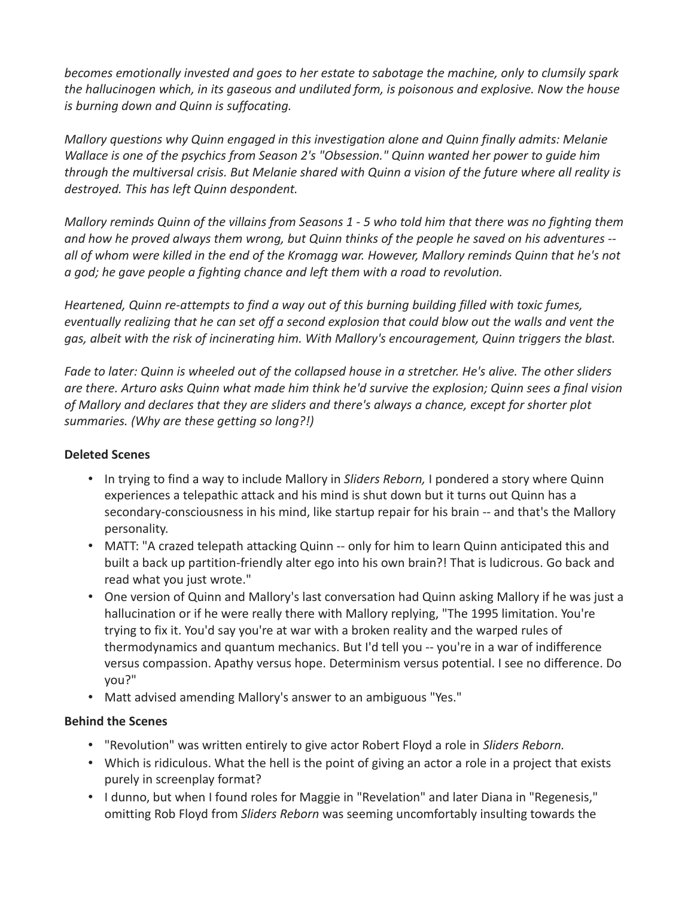*becomes emotionally invested and goes to her estate to sabotage the machine, only to clumsily spark the hallucinogen which, in its gaseous and undiluted form, is poisonous and explosive. Now the house is burning down and Quinn is suffocating.*

*Mallory questions why Quinn engaged in this investigation alone and Quinn finally admits: Melanie Wallace is one of the psychics from Season 2's "Obsession." Quinn wanted her power to guide him through the multiversal crisis. But Melanie shared with Quinn a vision of the future where all reality is destroyed. This has left Quinn despondent.*

*Mallory reminds Quinn of the villains from Seasons 1 - 5 who told him that there was no fighting them and how he proved always them wrong, but Quinn thinks of the people he saved on his adventures -- all of whom were killed in the end of the Kromagg war. However, Mallory reminds Quinn that he's not a god; he gave people a fighting chance and left them with a road to revolution.*

*Heartened, Quinn re-attempts to find a way out of this burning building filled with toxic fumes, eventually realizing that he can set off a second explosion that could blow out the walls and vent the gas, albeit with the risk of incinerating him. With Mallory's encouragement, Quinn triggers the blast.*

*Fade to later: Quinn is wheeled out of the collapsed house in a stretcher. He's alive. The other sliders are there. Arturo asks Quinn what made him think he'd survive the explosion; Quinn sees a final vision of Mallory and declares that they are sliders and there's always a chance, except for shorter plot summaries. (Why are these getting so long?!)*

**Deleted Scenes**

- In trying to find a way to include Mallory in *Sliders Reborn,* I pondered a story where Quinn experiences a telepathic attack and his mind is shut down but it turns out Quinn has a secondary-consciousness in his mind, like startup repair for his brain -- and that's the Mallory personality.
- MATT: "A crazed telepath attacking Quinn -- only for him to learn Quinn anticipated this and built a back up partition-friendly alter ego into his own brain?! That is ludicrous. Go back and read what you just wrote."
- One version of Quinn and Mallory's last conversation had Quinn asking Mallory if he was just a hallucination or if he were really there with Mallory replying, "The 1995 limitation. You're trying to fix it. You'd say you're at war with a broken reality and the warped rules of thermodynamics and quantum mechanics. But I'd tell you -- you're in a war of indifference versus compassion. Apathy versus hope. Determinism versus potential. I see no difference. Do you?"
- Matt advised amending Mallory's answer to an ambiguous "Yes."

**Behind the Scenes**

- "Revolution" was written entirely to give actor Robert Floyd a role in *Sliders Reborn.*
- Which is ridiculous. What the hell is the point of giving an actor a role in a project that exists purely in screenplay format?
- I dunno, but when I found roles for Maggie in "Revelation" and later Diana in "Regenesis," omitting Rob Floyd from *Sliders Reborn* was seeming uncomfortably insulting towards the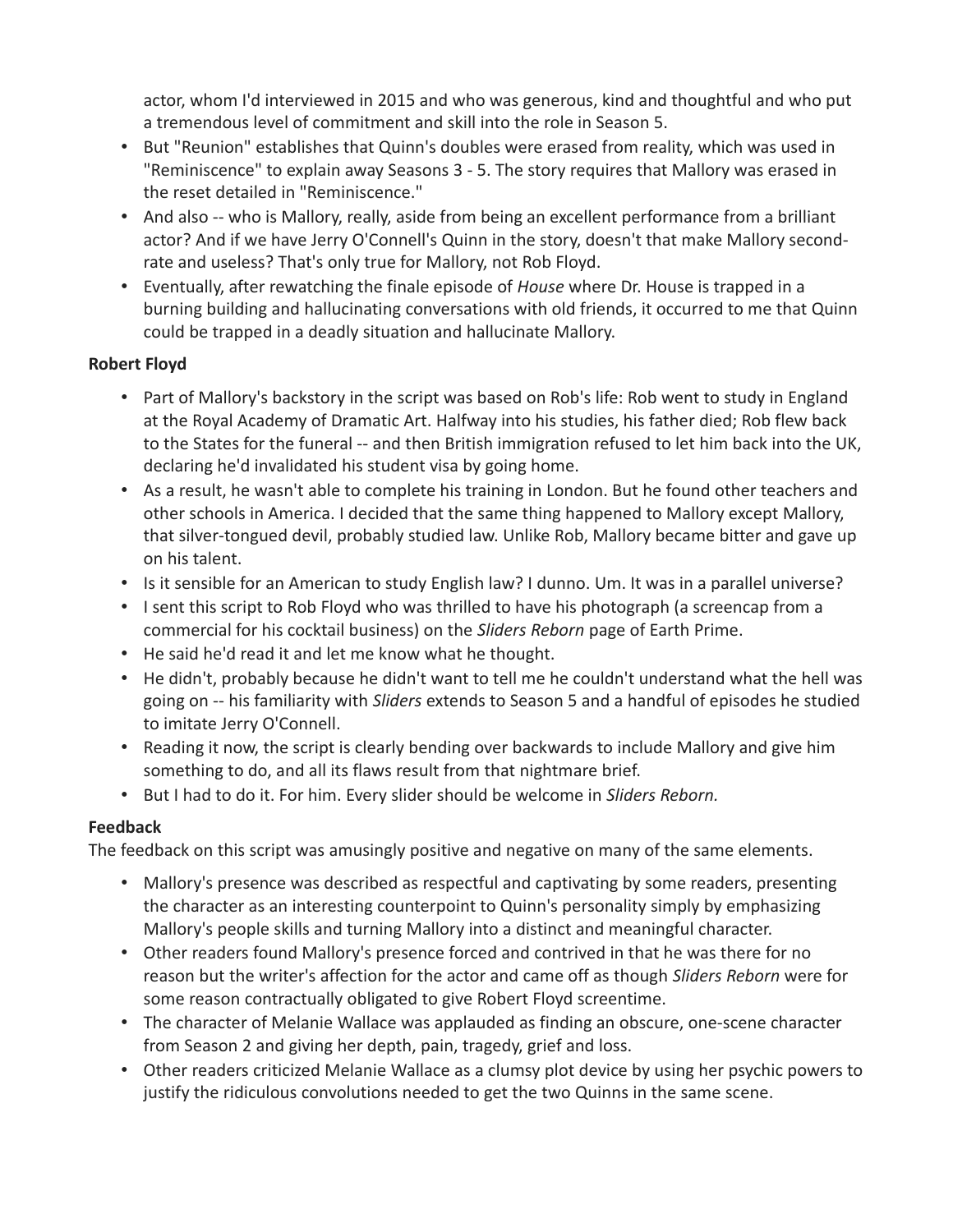actor, whom I'd interviewed in 2015 and who was generous, kind and thoughtful and who put a tremendous level of commitment and skill into the role in Season 5.

- But "Reunion" establishes that Quinn's doubles were erased from reality, which was used in "Reminiscence" to explain away Seasons 3 - 5. The story requires that Mallory was erased in the reset detailed in "Reminiscence."
- And also -- who is Mallory, really, aside from being an excellent performance from a brilliant actor? And if we have Jerry O'Connell's Quinn in the story, doesn't that make Mallory second-rate and useless? That's only true for Mallory, not Rob Floyd.
- Eventually, after rewatching the finale episode of *House* where Dr. House is trapped in a burning building and hallucinating conversations with old friends, it occurred to me that Quinn could be trapped in a deadly situation and hallucinate Mallory.

**Robert Floyd**

- Part of Mallory's backstory in the script was based on Rob's life: Rob went to study in England at the Royal Academy of Dramatic Art. Halfway into his studies, his father died; Rob flew back to the States for the funeral -- and then British immigration refused to let him back into the UK, declaring he'd invalidated his student visa by going home.
- As a result, he wasn't able to complete his training in London. But he found other teachers and other schools in America. I decided that the same thing happened to Mallory except Mallory, that silver-tongued devil, probably studied law. Unlike Rob, Mallory became bitter and gave up on his talent.
- Is it sensible for an American to study English law? I dunno. Um. It was in a parallel universe?
- I sent this script to Rob Floyd who was thrilled to have his photograph (a screencap from a commercial for his cocktail business) on the *Sliders Reborn* page of Earth Prime.
- He said he'd read it and let me know what he thought.
- He didn't, probably because he didn't want to tell me he couldn't understand what the hell was going on -- his familiarity with *Sliders* extends to Season 5 and a handful of episodes he studied to imitate Jerry O'Connell.
- Reading it now, the script is clearly bending over backwards to include Mallory and give him something to do, and all its flaws result from that nightmare brief.
- But I had to do it. For him. Every slider should be welcome in *Sliders Reborn.*

**Feedback**

The feedback on this script was amusingly positive and negative on many of the same elements.

- Mallory's presence was described as respectful and captivating by some readers, presenting the character as an interesting counterpoint to Quinn's personality simply by emphasizing Mallory's people skills and turning Mallory into a distinct and meaningful character.
- Other readers found Mallory's presence forced and contrived in that he was there for no reason but the writer's affection for the actor and came off as though *Sliders Reborn* were for some reason contractually obligated to give Robert Floyd screentime.
- The character of Melanie Wallace was applauded as finding an obscure, one-scene character from Season 2 and giving her depth, pain, tragedy, grief and loss.
- Other readers criticized Melanie Wallace as a clumsy plot device by using her psychic powers to justify the ridiculous convolutions needed to get the two Quinns in the same scene.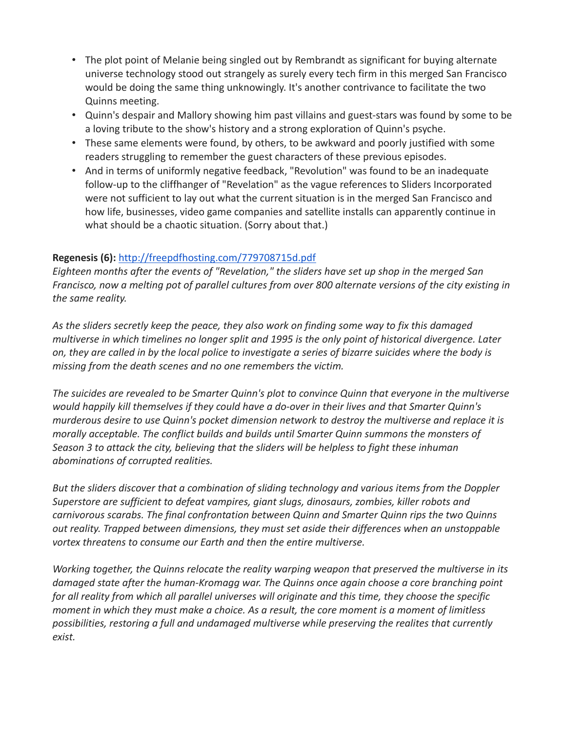- The plot point of Melanie being singled out by Rembrandt as significant for buying alternate universe technology stood out strangely as surely every tech firm in this merged San Francisco would be doing the same thing unknowingly. It's another contrivance to facilitate the two Quinns meeting.
- Quinn's despair and Mallory showing him past villains and guest-stars was found by some to be a loving tribute to the show's history and a strong exploration of Quinn's psyche.
- These same elements were found, by others, to be awkward and poorly justified with some readers struggling to remember the guest characters of these previous episodes.
- And in terms of uniformly negative feedback, "Revolution" was found to be an inadequate follow-up to the cliffhanger of "Revelation" as the vague references to Sliders Incorporated were not sufficient to lay out what the current situation is in the merged San Francisco and how life, businesses, video game companies and satellite installs can apparently continue in what should be a chaotic situation. (Sorry about that.)

**Regenesis (6):** [http://freepdfhosting.com/779708715d.pdf](http://freepdfhosting.com/779708715d.pdf)
*Eighteen months after the events of "Revelation," the sliders have set up shop in the merged San Francisco, now a melting pot of parallel cultures from over 800 alternate versions of the city existing in the same reality.*

*As the sliders secretly keep the peace, they also work on finding some way to fix this damaged multiverse in which timelines no longer split and 1995 is the only point of historical divergence. Later on, they are called in by the local police to investigate a series of bizarre suicides where the body is missing from the death scenes and no one remembers the victim.*

*The suicides are revealed to be Smarter Quinn's plot to convince Quinn that everyone in the multiverse would happily kill themselves if they could have a do-over in their lives and that Smarter Quinn's murderous desire to use Quinn's pocket dimension network to destroy the multiverse and replace it is morally acceptable. The conflict builds and builds until Smarter Quinn summons the monsters of Season 3 to attack the city, believing that the sliders will be helpless to fight these inhuman abominations of corrupted realities.*

*But the sliders discover that a combination of sliding technology and various items from the Doppler Superstore are sufficient to defeat vampires, giant slugs, dinosaurs, zombies, killer robots and carnivorous scarabs. The final confrontation between Quinn and Smarter Quinn rips the two Quinns out reality. Trapped between dimensions, they must set aside their differences when an unstoppable vortex threatens to consume our Earth and then the entire multiverse.*

*Working together, the Quinns relocate the reality warping weapon that preserved the multiverse in its damaged state after the human-Kromagg war. The Quinns once again choose a core branching point for all reality from which all parallel universes will originate and this time, they choose the specific moment in which they must make a choice. As a result, the core moment is a moment of limitless possibilities, restoring a full and undamaged multiverse while preserving the realites that currently exist.*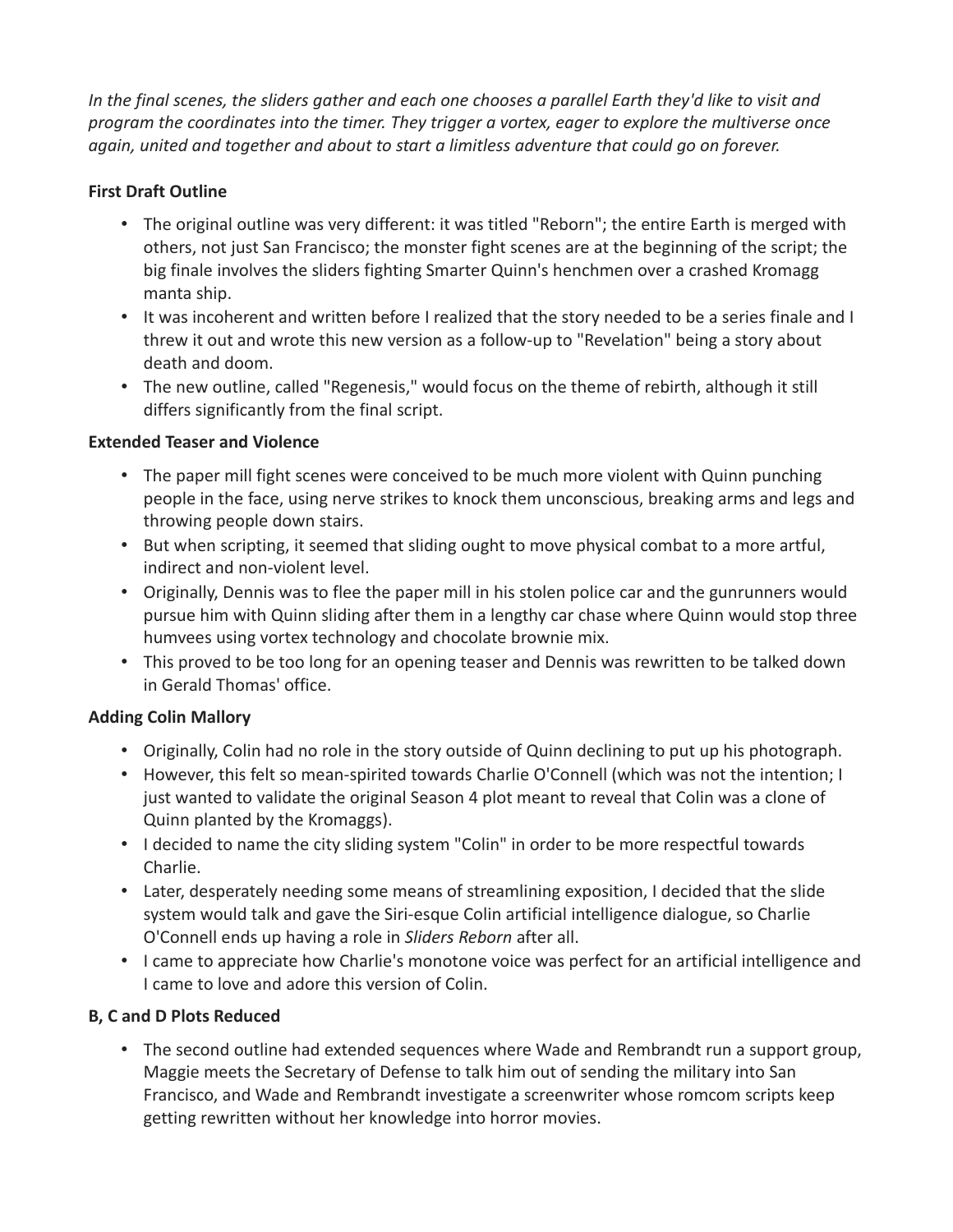*In the final scenes, the sliders gather and each one chooses a parallel Earth they'd like to visit and program the coordinates into the timer. They trigger a vortex, eager to explore the multiverse once again, united and together and about to start a limitless adventure that could go on forever.*

**First Draft Outline**

- The original outline was very different: it was titled "Reborn"; the entire Earth is merged with others, not just San Francisco; the monster fight scenes are at the beginning of the script; the big finale involves the sliders fighting Smarter Quinn's henchmen over a crashed Kromagg manta ship.
- It was incoherent and written before I realized that the story needed to be a series finale and I threw it out and wrote this new version as a follow-up to "Revelation" being a story about death and doom.
- The new outline, called "Regenesis," would focus on the theme of rebirth, although it still differs significantly from the final script.

**Extended Teaser and Violence**

- The paper mill fight scenes were conceived to be much more violent with Quinn punching people in the face, using nerve strikes to knock them unconscious, breaking arms and legs and throwing people down stairs.
- But when scripting, it seemed that sliding ought to move physical combat to a more artful, indirect and non-violent level.
- Originally, Dennis was to flee the paper mill in his stolen police car and the gunrunners would pursue him with Quinn sliding after them in a lengthy car chase where Quinn would stop three humvees using vortex technology and chocolate brownie mix.
- This proved to be too long for an opening teaser and Dennis was rewritten to be talked down in Gerald Thomas' office.

**Adding Colin Mallory**

- Originally, Colin had no role in the story outside of Quinn declining to put up his photograph.
- However, this felt so mean-spirited towards Charlie O'Connell (which was not the intention; I just wanted to validate the original Season 4 plot meant to reveal that Colin was a clone of Quinn planted by the Kromaggs).
- I decided to name the city sliding system "Colin" in order to be more respectful towards Charlie.
- Later, desperately needing some means of streamlining exposition, I decided that the slide system would talk and gave the Siri-esque Colin artificial intelligence dialogue, so Charlie O'Connell ends up having a role in *Sliders Reborn* after all.
- I came to appreciate how Charlie's monotone voice was perfect for an artificial intelligence and I came to love and adore this version of Colin.

**B, C and D Plots Reduced**

- The second outline had extended sequences where Wade and Rembrandt run a support group, Maggie meets the Secretary of Defense to talk him out of sending the military into San Francisco, and Wade and Rembrandt investigate a screenwriter whose romcom scripts keep getting rewritten without her knowledge into horror movies.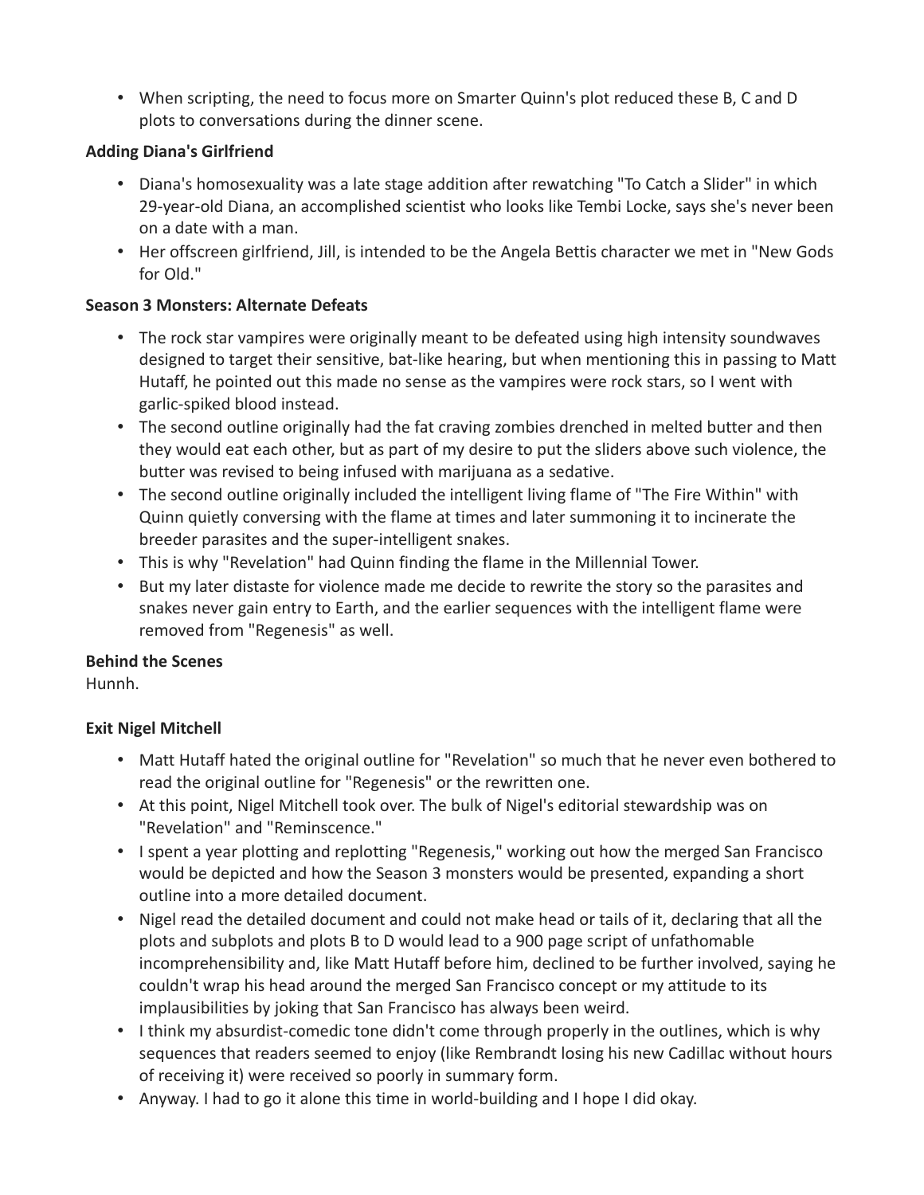- When scripting, the need to focus more on Smarter Quinn's plot reduced these B, C and D plots to conversations during the dinner scene.

**Adding Diana's Girlfriend**

- Diana's homosexuality was a late stage addition after rewatching "To Catch a Slider" in which 29-year-old Diana, an accomplished scientist who looks like Tembi Locke, says she's never been on a date with a man.
- Her offscreen girlfriend, Jill, is intended to be the Angela Bettis character we met in "New Gods for Old."

**Season 3 Monsters: Alternate Defeats**

- The rock star vampires were originally meant to be defeated using high intensity soundwaves designed to target their sensitive, bat-like hearing, but when mentioning this in passing to Matt Hutaff, he pointed out this made no sense as the vampires were rock stars, so I went with garlic-spiked blood instead.
- The second outline originally had the fat craving zombies drenched in melted butter and then they would eat each other, but as part of my desire to put the sliders above such violence, the butter was revised to being infused with marijuana as a sedative.
- The second outline originally included the intelligent living flame of "The Fire Within" with Quinn quietly conversing with the flame at times and later summoning it to incinerate the breeder parasites and the super-intelligent snakes.
- This is why "Revelation" had Quinn finding the flame in the Millennial Tower.
- But my later distaste for violence made me decide to rewrite the story so the parasites and snakes never gain entry to Earth, and the earlier sequences with the intelligent flame were removed from "Regenesis" as well.

**Behind the Scenes**
Hunnh.

**Exit Nigel Mitchell**

- Matt Hutaff hated the original outline for "Revelation" so much that he never even bothered to read the original outline for "Regenesis" or the rewritten one.
- At this point, Nigel Mitchell took over. The bulk of Nigel's editorial stewardship was on "Revelation" and "Reminscence."
- I spent a year plotting and replotting "Regenesis," working out how the merged San Francisco would be depicted and how the Season 3 monsters would be presented, expanding a short outline into a more detailed document.
- Nigel read the detailed document and could not make head or tails of it, declaring that all the plots and subplots and plots B to D would lead to a 900 page script of unfathomable incomprehensibility and, like Matt Hutaff before him, declined to be further involved, saying he couldn't wrap his head around the merged San Francisco concept or my attitude to its implausibilities by joking that San Francisco has always been weird.
- I think my absurdist-comedic tone didn't come through properly in the outlines, which is why sequences that readers seemed to enjoy (like Rembrandt losing his new Cadillac without hours of receiving it) were received so poorly in summary form.
- Anyway. I had to go it alone this time in world-building and I hope I did okay.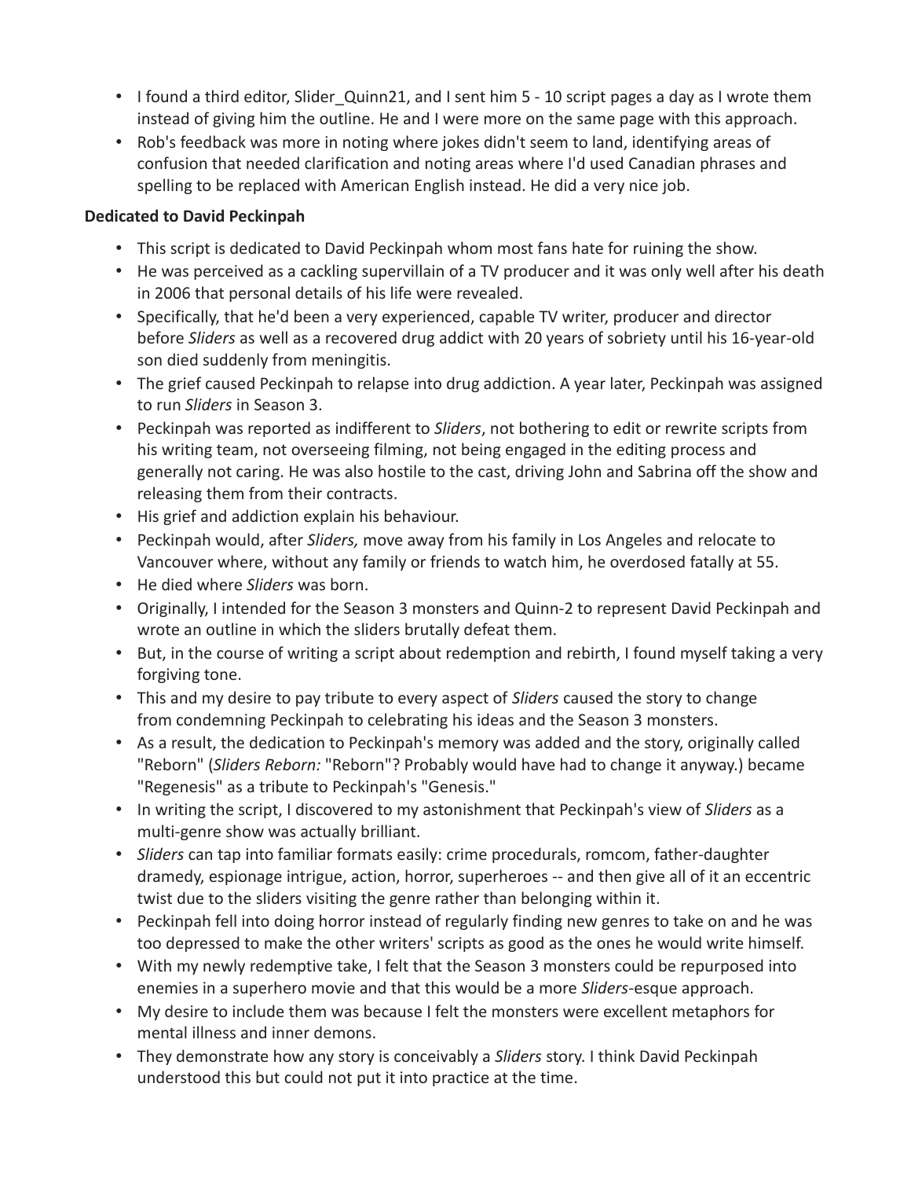- I found a third editor, Slider_Quinn21, and I sent him 5 - 10 script pages a day as I wrote them instead of giving him the outline. He and I were more on the same page with this approach.
- Rob's feedback was more in noting where jokes didn't seem to land, identifying areas of confusion that needed clarification and noting areas where I'd used Canadian phrases and spelling to be replaced with American English instead. He did a very nice job.

**Dedicated to David Peckinpah**

- This script is dedicated to David Peckinpah whom most fans hate for ruining the show.
- He was perceived as a cackling supervillain of a TV producer and it was only well after his death in 2006 that personal details of his life were revealed.
- Specifically, that he'd been a very experienced, capable TV writer, producer and director before *Sliders* as well as a recovered drug addict with 20 years of sobriety until his 16-year-old son died suddenly from meningitis.
- The grief caused Peckinpah to relapse into drug addiction. A year later, Peckinpah was assigned to run *Sliders* in Season 3.
- Peckinpah was reported as indifferent to *Sliders*, not bothering to edit or rewrite scripts from his writing team, not overseeing filming, not being engaged in the editing process and generally not caring. He was also hostile to the cast, driving John and Sabrina off the show and releasing them from their contracts.
- His grief and addiction explain his behaviour.
- Peckinpah would, after *Sliders,* move away from his family in Los Angeles and relocate to Vancouver where, without any family or friends to watch him, he overdosed fatally at 55.
- He died where *Sliders* was born.
- Originally, I intended for the Season 3 monsters and Quinn-2 to represent David Peckinpah and wrote an outline in which the sliders brutally defeat them.
- But, in the course of writing a script about redemption and rebirth, I found myself taking a very forgiving tone.
- This and my desire to pay tribute to every aspect of *Sliders* caused the story to change from condemning Peckinpah to celebrating his ideas and the Season 3 monsters.
- As a result, the dedication to Peckinpah's memory was added and the story, originally called "Reborn" (*Sliders Reborn:* "Reborn"? Probably would have had to change it anyway.) became "Regenesis" as a tribute to Peckinpah's "Genesis."
- In writing the script, I discovered to my astonishment that Peckinpah's view of *Sliders* as a multi-genre show was actually brilliant.
- *Sliders* can tap into familiar formats easily: crime procedurals, romcom, father-daughter dramedy, espionage intrigue, action, horror, superheroes -- and then give all of it an eccentric twist due to the sliders visiting the genre rather than belonging within it.
- Peckinpah fell into doing horror instead of regularly finding new genres to take on and he was too depressed to make the other writers' scripts as good as the ones he would write himself.
- With my newly redemptive take, I felt that the Season 3 monsters could be repurposed into enemies in a superhero movie and that this would be a more *Sliders*-esque approach.
- My desire to include them was because I felt the monsters were excellent metaphors for mental illness and inner demons.
- They demonstrate how any story is conceivably a *Sliders* story. I think David Peckinpah understood this but could not put it into practice at the time.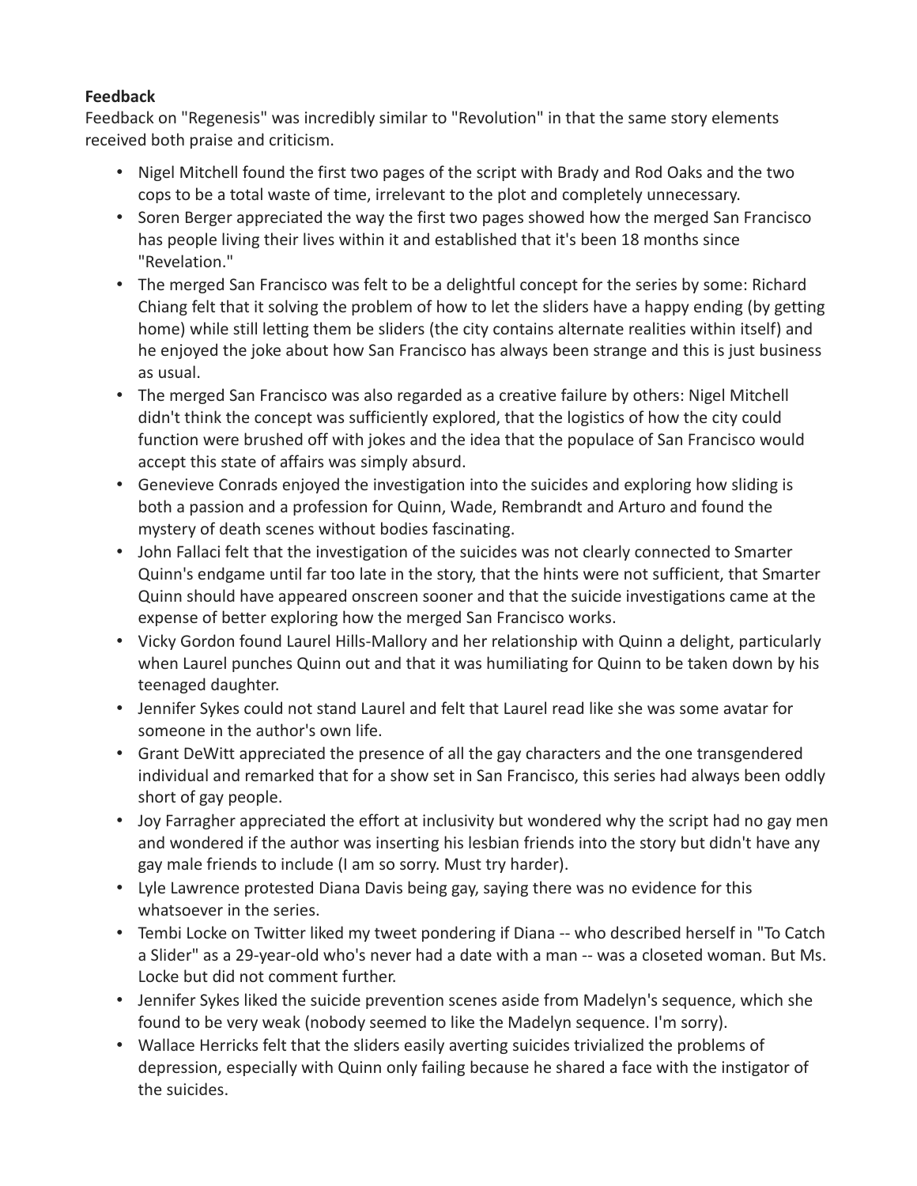**Feedback**

Feedback on "Regenesis" was incredibly similar to "Revolution" in that the same story elements received both praise and criticism.

- Nigel Mitchell found the first two pages of the script with Brady and Rod Oaks and the two cops to be a total waste of time, irrelevant to the plot and completely unnecessary.
- Soren Berger appreciated the way the first two pages showed how the merged San Francisco has people living their lives within it and established that it's been 18 months since "Revelation."
- The merged San Francisco was felt to be a delightful concept for the series by some: Richard Chiang felt that it solving the problem of how to let the sliders have a happy ending (by getting home) while still letting them be sliders (the city contains alternate realities within itself) and he enjoyed the joke about how San Francisco has always been strange and this is just business as usual.
- The merged San Francisco was also regarded as a creative failure by others: Nigel Mitchell didn't think the concept was sufficiently explored, that the logistics of how the city could function were brushed off with jokes and the idea that the populace of San Francisco would accept this state of affairs was simply absurd.
- Genevieve Conrads enjoyed the investigation into the suicides and exploring how sliding is both a passion and a profession for Quinn, Wade, Rembrandt and Arturo and found the mystery of death scenes without bodies fascinating.
- John Fallaci felt that the investigation of the suicides was not clearly connected to Smarter Quinn's endgame until far too late in the story, that the hints were not sufficient, that Smarter Quinn should have appeared onscreen sooner and that the suicide investigations came at the expense of better exploring how the merged San Francisco works.
- Vicky Gordon found Laurel Hills-Mallory and her relationship with Quinn a delight, particularly when Laurel punches Quinn out and that it was humiliating for Quinn to be taken down by his teenaged daughter.
- Jennifer Sykes could not stand Laurel and felt that Laurel read like she was some avatar for someone in the author's own life.
- Grant DeWitt appreciated the presence of all the gay characters and the one transgendered individual and remarked that for a show set in San Francisco, this series had always been oddly short of gay people.
- Joy Farragher appreciated the effort at inclusivity but wondered why the script had no gay men and wondered if the author was inserting his lesbian friends into the story but didn't have any gay male friends to include (I am so sorry. Must try harder).
- Lyle Lawrence protested Diana Davis being gay, saying there was no evidence for this whatsoever in the series.
- Tembi Locke on Twitter liked my tweet pondering if Diana -- who described herself in "To Catch a Slider" as a 29-year-old who's never had a date with a man -- was a closeted woman. But Ms. Locke but did not comment further.
- Jennifer Sykes liked the suicide prevention scenes aside from Madelyn's sequence, which she found to be very weak (nobody seemed to like the Madelyn sequence. I'm sorry).
- Wallace Herricks felt that the sliders easily averting suicides trivialized the problems of depression, especially with Quinn only failing because he shared a face with the instigator of the suicides.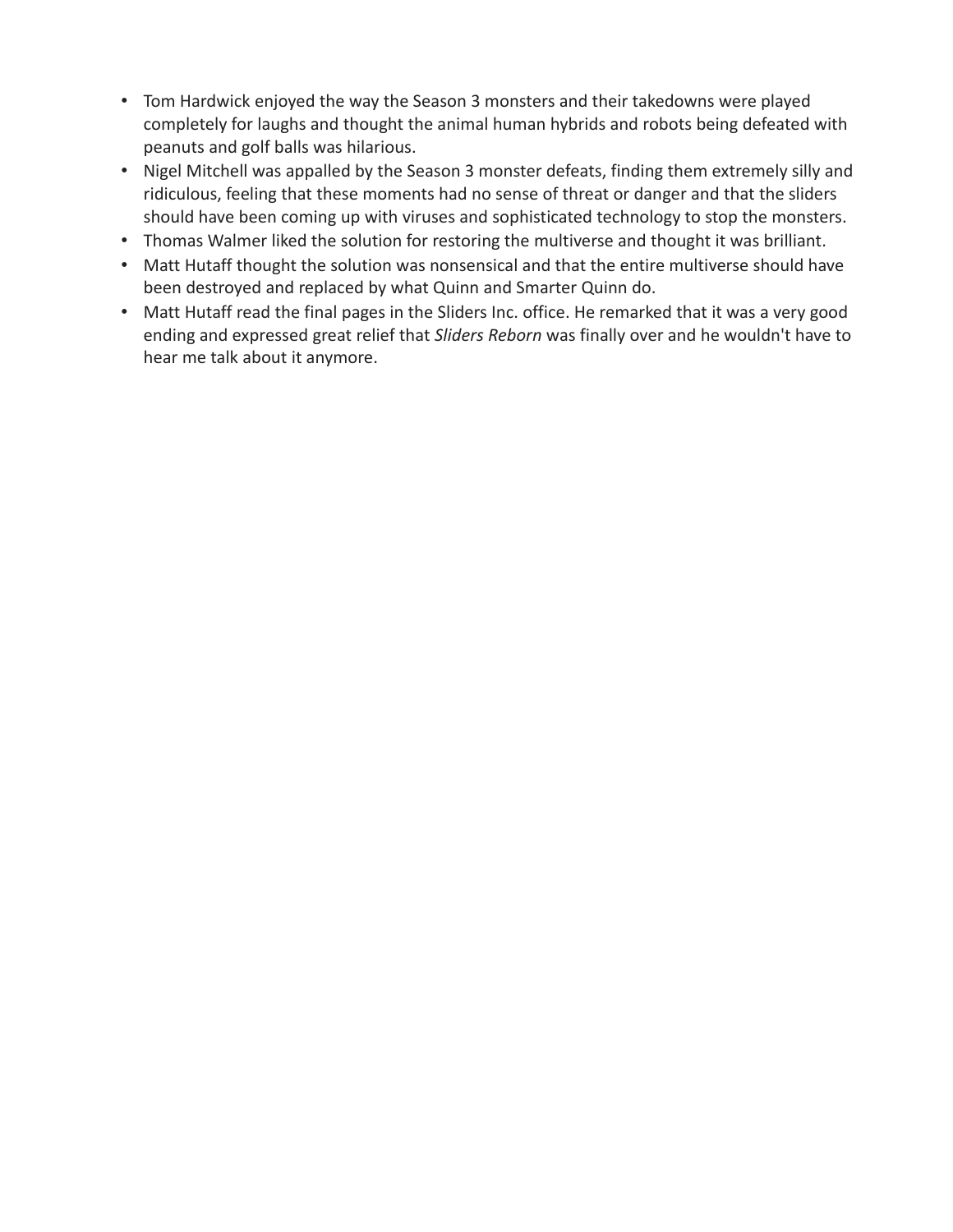- Tom Hardwick enjoyed the way the Season 3 monsters and their takedowns were played completely for laughs and thought the animal human hybrids and robots being defeated with peanuts and golf balls was hilarious.
- Nigel Mitchell was appalled by the Season 3 monster defeats, finding them extremely silly and ridiculous, feeling that these moments had no sense of threat or danger and that the sliders should have been coming up with viruses and sophisticated technology to stop the monsters.
- Thomas Walmer liked the solution for restoring the multiverse and thought it was brilliant.
- Matt Hutaff thought the solution was nonsensical and that the entire multiverse should have been destroyed and replaced by what Quinn and Smarter Quinn do.
- Matt Hutaff read the final pages in the Sliders Inc. office. He remarked that it was a very good ending and expressed great relief that *Sliders Reborn* was finally over and he wouldn't have to hear me talk about it anymore.